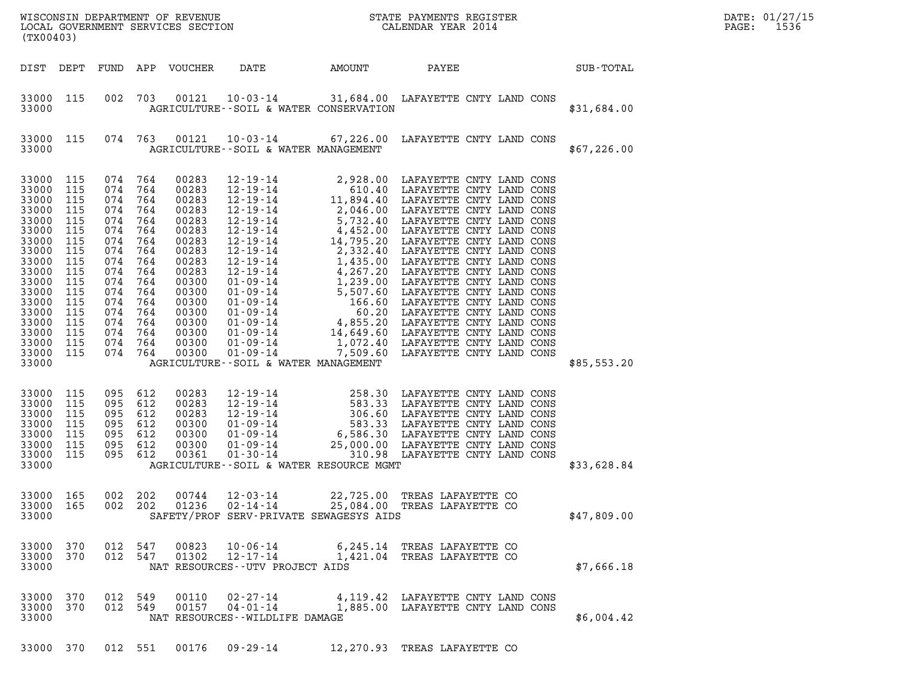WISCONSIN DEPARTMENT OF REVENUE
LOCAL GOVERNMENT SERVICES SECTION
(TX00403)

STATE PAYMENTS REGISTER
CALENDAR YEAR 2014

DATE: 01/27/15

| DIST | DEPT | FUND | APP | VOUCHER | DATE | AMOUNT | PAYEE | SUB-TOTAL |
|---|---|---|---|---|---|---|---|---|
| 33000 | 115 | 002 | 703 | 00121 | 10-03-14 | 31,684.00 | LAFAYETTE CNTY LAND CONS | |
| 33000 | | | | | AGRICULTURE--SOIL & WATER CONSERVATION | | | $31,684.00 |
| 33000 | 115 | 074 | 763 | 00121 | 10-03-14 | 67,226.00 | LAFAYETTE CNTY LAND CONS | |
| 33000 | | | | | AGRICULTURE--SOIL & WATER MANAGEMENT | | | $67,226.00 |
| 33000 | 115 | 074 | 764 | 00283 | 12-19-14 | 2,928.00 | LAFAYETTE CNTY LAND CONS | |
| 33000 | 115 | 074 | 764 | 00283 | 12-19-14 | 610.40 | LAFAYETTE CNTY LAND CONS | |
| 33000 | 115 | 074 | 764 | 00283 | 12-19-14 | 11,894.40 | LAFAYETTE CNTY LAND CONS | |
| 33000 | 115 | 074 | 764 | 00283 | 12-19-14 | 2,046.00 | LAFAYETTE CNTY LAND CONS | |
| 33000 | 115 | 074 | 764 | 00283 | 12-19-14 | 5,732.40 | LAFAYETTE CNTY LAND CONS | |
| 33000 | 115 | 074 | 764 | 00283 | 12-19-14 | 4,452.00 | LAFAYETTE CNTY LAND CONS | |
| 33000 | 115 | 074 | 764 | 00283 | 12-19-14 | 14,795.20 | LAFAYETTE CNTY LAND CONS | |
| 33000 | 115 | 074 | 764 | 00283 | 12-19-14 | 2,332.40 | LAFAYETTE CNTY LAND CONS | |
| 33000 | 115 | 074 | 764 | 00283 | 12-19-14 | 1,435.00 | LAFAYETTE CNTY LAND CONS | |
| 33000 | 115 | 074 | 764 | 00283 | 12-19-14 | 4,267.20 | LAFAYETTE CNTY LAND CONS | |
| 33000 | 115 | 074 | 764 | 00300 | 01-09-14 | 1,239.00 | LAFAYETTE CNTY LAND CONS | |
| 33000 | 115 | 074 | 764 | 00300 | 01-09-14 | 5,507.60 | LAFAYETTE CNTY LAND CONS | |
| 33000 | 115 | 074 | 764 | 00300 | 01-09-14 | 166.60 | LAFAYETTE CNTY LAND CONS | |
| 33000 | 115 | 074 | 764 | 00300 | 01-09-14 | 60.20 | LAFAYETTE CNTY LAND CONS | |
| 33000 | 115 | 074 | 764 | 00300 | 01-09-14 | 4,855.20 | LAFAYETTE CNTY LAND CONS | |
| 33000 | 115 | 074 | 764 | 00300 | 01-09-14 | 14,649.60 | LAFAYETTE CNTY LAND CONS | |
| 33000 | 115 | 074 | 764 | 00300 | 01-09-14 | 1,072.40 | LAFAYETTE CNTY LAND CONS | |
| 33000 | 115 | 074 | 764 | 00300 | 01-09-14 | 7,509.60 | LAFAYETTE CNTY LAND CONS | |
| 33000 | | | | | AGRICULTURE--SOIL & WATER MANAGEMENT | | | $85,553.20 |
| 33000 | 115 | 095 | 612 | 00283 | 12-19-14 | 258.30 | LAFAYETTE CNTY LAND CONS | |
| 33000 | 115 | 095 | 612 | 00283 | 12-19-14 | 583.33 | LAFAYETTE CNTY LAND CONS | |
| 33000 | 115 | 095 | 612 | 00283 | 12-19-14 | 306.60 | LAFAYETTE CNTY LAND CONS | |
| 33000 | 115 | 095 | 612 | 00300 | 01-09-14 | 583.33 | LAFAYETTE CNTY LAND CONS | |
| 33000 | 115 | 095 | 612 | 00300 | 01-09-14 | 6,586.30 | LAFAYETTE CNTY LAND CONS | |
| 33000 | 115 | 095 | 612 | 00300 | 01-09-14 | 25,000.00 | LAFAYETTE CNTY LAND CONS | |
| 33000 | 115 | 095 | 612 | 00361 | 01-30-14 | 310.98 | LAFAYETTE CNTY LAND CONS | |
| 33000 | | | | | AGRICULTURE--SOIL & WATER RESOURCE MGMT | | | $33,628.84 |
| 33000 | 165 | 002 | 202 | 00744 | 12-03-14 | 22,725.00 | TREAS LAFAYETTE CO | |
| 33000 | 165 | 002 | 202 | 01236 | 02-14-14 | 25,084.00 | TREAS LAFAYETTE CO | |
| 33000 | | | | | SAFETY/PROF SERV-PRIVATE SEWAGESYS AIDS | | | $47,809.00 |
| 33000 | 370 | 012 | 547 | 00823 | 10-06-14 | 6,245.14 | TREAS LAFAYETTE CO | |
| 33000 | 370 | 012 | 547 | 01302 | 12-17-14 | 1,421.04 | TREAS LAFAYETTE CO | |
| 33000 | | | | | NAT RESOURCES--UTV PROJECT AIDS | | | $7,666.18 |
| 33000 | 370 | 012 | 549 | 00110 | 02-27-14 | 4,119.42 | LAFAYETTE CNTY LAND CONS | |
| 33000 | 370 | 012 | 549 | 00157 | 04-01-14 | 1,885.00 | LAFAYETTE CNTY LAND CONS | |
| 33000 | | | | | NAT RESOURCES--WILDLIFE DAMAGE | | | $6,004.42 |
| 33000 | 370 | 012 | 551 | 00176 | 09-29-14 | 12,270.93 | TREAS LAFAYETTE CO | |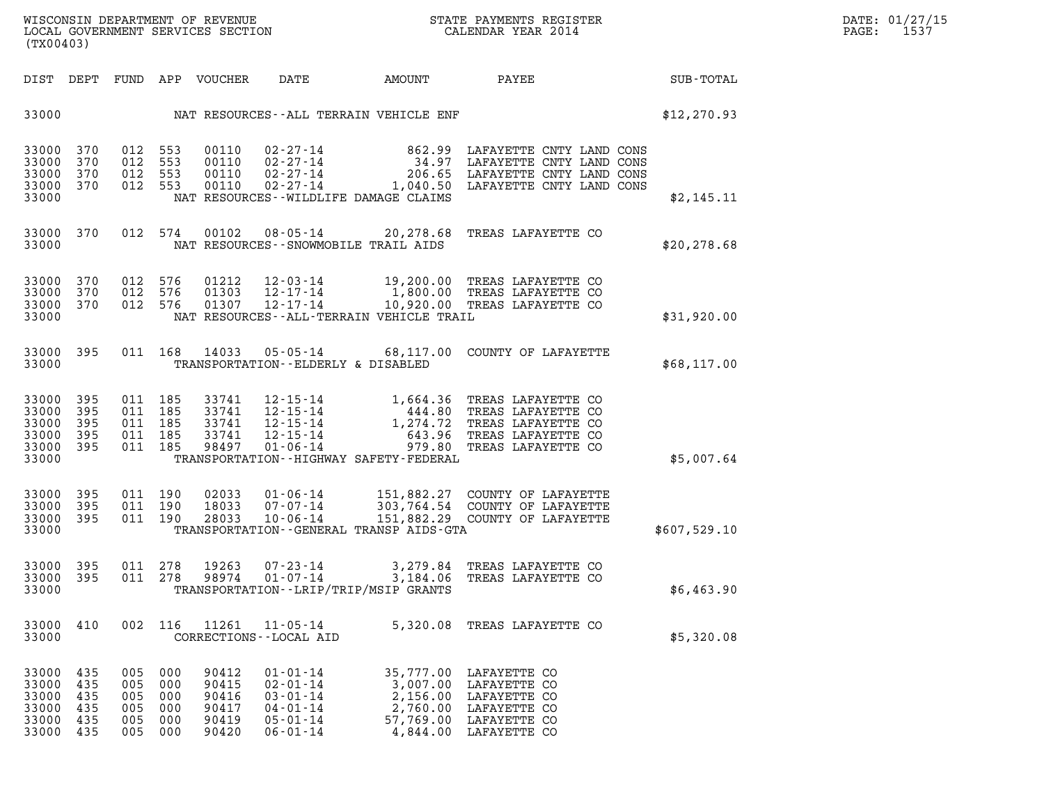| DIST | DEPT | FUND | APP | VOUCHER | DATE | AMOUNT | PAYEE | SUB-TOTAL |
|---|---|---|---|---|---|---|---|---|
| 33000 | | | | | NAT RESOURCES--ALL TERRAIN VEHICLE ENF | | | $12,270.93 |
| 33000 | 370 | 012 | 553 | 00110 | 02-27-14 | 862.99 | LAFAYETTE CNTY LAND CONS | |
| 33000 | 370 | 012 | 553 | 00110 | 02-27-14 | 34.97 | LAFAYETTE CNTY LAND CONS | |
| 33000 | 370 | 012 | 553 | 00110 | 02-27-14 | 206.65 | LAFAYETTE CNTY LAND CONS | |
| 33000 | 370 | 012 | 553 | 00110 | 02-27-14 | 1,040.50 | LAFAYETTE CNTY LAND CONS | |
| 33000 | | | | | NAT RESOURCES--WILDLIFE DAMAGE CLAIMS | | | $2,145.11 |
| 33000 | 370 | 012 | 574 | 00102 | 08-05-14 | 20,278.68 | TREAS LAFAYETTE CO | |
| 33000 | | | | | NAT RESOURCES--SNOWMOBILE TRAIL AIDS | | | $20,278.68 |
| 33000 | 370 | 012 | 576 | 01212 | 12-03-14 | 19,200.00 | TREAS LAFAYETTE CO | |
| 33000 | 370 | 012 | 576 | 01303 | 12-17-14 | 1,800.00 | TREAS LAFAYETTE CO | |
| 33000 | 370 | 012 | 576 | 01307 | 12-17-14 | 10,920.00 | TREAS LAFAYETTE CO | |
| 33000 | | | | | NAT RESOURCES--ALL-TERRAIN VEHICLE TRAIL | | | $31,920.00 |
| 33000 | 395 | 011 | 168 | 14033 | 05-05-14 | 68,117.00 | COUNTY OF LAFAYETTE | |
| 33000 | | | | | TRANSPORTATION--ELDERLY & DISABLED | | | $68,117.00 |
| 33000 | 395 | 011 | 185 | 33741 | 12-15-14 | 1,664.36 | TREAS LAFAYETTE CO | |
| 33000 | 395 | 011 | 185 | 33741 | 12-15-14 | 444.80 | TREAS LAFAYETTE CO | |
| 33000 | 395 | 011 | 185 | 33741 | 12-15-14 | 1,274.72 | TREAS LAFAYETTE CO | |
| 33000 | 395 | 011 | 185 | 33741 | 12-15-14 | 643.96 | TREAS LAFAYETTE CO | |
| 33000 | 395 | 011 | 185 | 98497 | 01-06-14 | 979.80 | TREAS LAFAYETTE CO | |
| 33000 | | | | | TRANSPORTATION--HIGHWAY SAFETY-FEDERAL | | | $5,007.64 |
| 33000 | 395 | 011 | 190 | 02033 | 01-06-14 | 151,882.27 | COUNTY OF LAFAYETTE | |
| 33000 | 395 | 011 | 190 | 18033 | 07-07-14 | 303,764.54 | COUNTY OF LAFAYETTE | |
| 33000 | 395 | 011 | 190 | 28033 | 10-06-14 | 151,882.29 | COUNTY OF LAFAYETTE | |
| 33000 | | | | | TRANSPORTATION--GENERAL TRANSP AIDS-GTA | | | $607,529.10 |
| 33000 | 395 | 011 | 278 | 19263 | 07-23-14 | 3,279.84 | TREAS LAFAYETTE CO | |
| 33000 | 395 | 011 | 278 | 98974 | 01-07-14 | 3,184.06 | TREAS LAFAYETTE CO | |
| 33000 | | | | | TRANSPORTATION--LRIP/TRIP/MSIP GRANTS | | | $6,463.90 |
| 33000 | 410 | 002 | 116 | 11261 | 11-05-14 | 5,320.08 | TREAS LAFAYETTE CO | |
| 33000 | | | | | CORRECTIONS--LOCAL AID | | | $5,320.08 |
| 33000 | 435 | 005 | 000 | 90412 | 01-01-14 | 35,777.00 | LAFAYETTE CO | |
| 33000 | 435 | 005 | 000 | 90415 | 02-01-14 | 3,007.00 | LAFAYETTE CO | |
| 33000 | 435 | 005 | 000 | 90416 | 03-01-14 | 2,156.00 | LAFAYETTE CO | |
| 33000 | 435 | 005 | 000 | 90417 | 04-01-14 | 2,760.00 | LAFAYETTE CO | |
| 33000 | 435 | 005 | 000 | 90419 | 05-01-14 | 57,769.00 | LAFAYETTE CO | |
| 33000 | 435 | 005 | 000 | 90420 | 06-01-14 | 4,844.00 | LAFAYETTE CO | |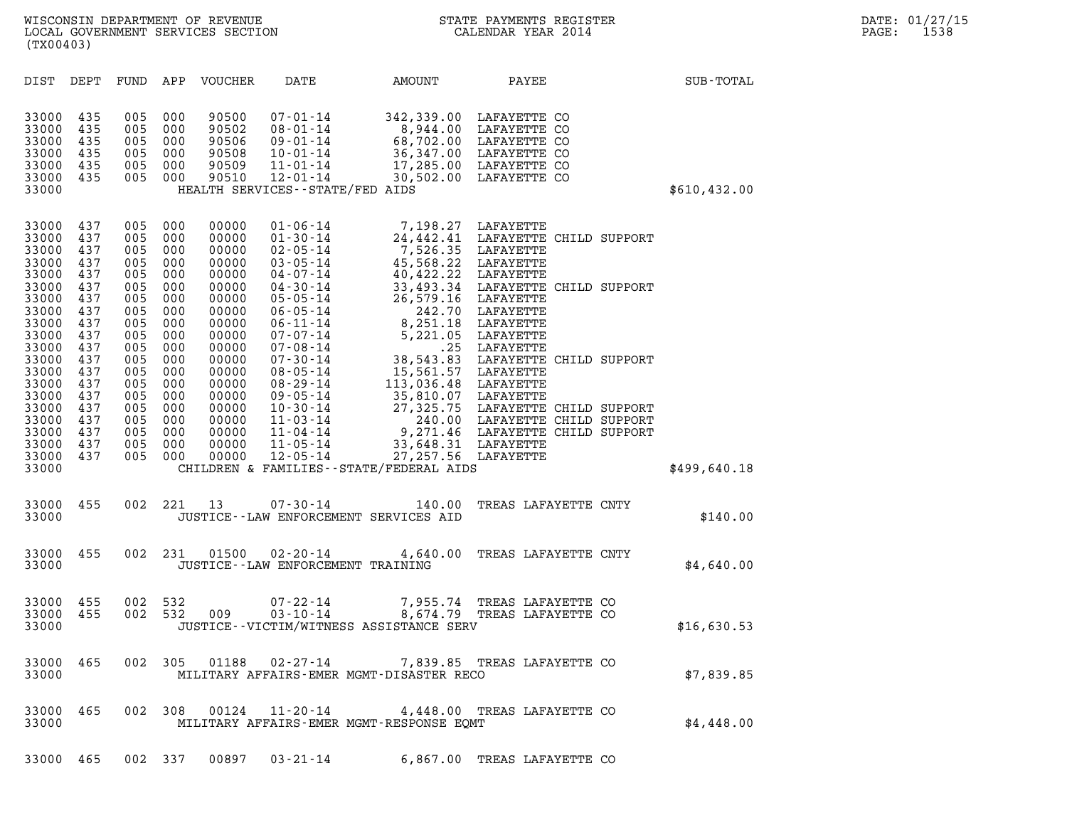WISCONSIN DEPARTMENT OF REVENUE
LOCAL GOVERNMENT SERVICES SECTION
(TX00403)

STATE PAYMENTS REGISTER
CALENDAR YEAR 2014

DATE: 01/27/15

| DIST | DEPT | FUND | APP | VOUCHER | DATE | AMOUNT | PAYEE | SUB-TOTAL |
|---|---|---|---|---|---|---|---|---|
| 33000 | 435 | 005 | 000 | 90500 | 07-01-14 | 342,339.00 | LAFAYETTE CO | |
| 33000 | 435 | 005 | 000 | 90502 | 08-01-14 | 8,944.00 | LAFAYETTE CO | |
| 33000 | 435 | 005 | 000 | 90506 | 09-01-14 | 68,702.00 | LAFAYETTE CO | |
| 33000 | 435 | 005 | 000 | 90508 | 10-01-14 | 36,347.00 | LAFAYETTE CO | |
| 33000 | 435 | 005 | 000 | 90509 | 11-01-14 | 17,285.00 | LAFAYETTE CO | |
| 33000 | 435 | 005 | 000 | 90510 | 12-01-14 | 30,502.00 | LAFAYETTE CO | |
| 33000 | | | | | HEALTH SERVICES--STATE/FED AIDS | | | $610,432.00 |
| 33000 | 437 | 005 | 000 | 00000 | 01-06-14 | 7,198.27 | LAFAYETTE | |
| 33000 | 437 | 005 | 000 | 00000 | 01-30-14 | 24,442.41 | LAFAYETTE CHILD SUPPORT | |
| 33000 | 437 | 005 | 000 | 00000 | 02-05-14 | 7,526.35 | LAFAYETTE | |
| 33000 | 437 | 005 | 000 | 00000 | 03-05-14 | 45,568.22 | LAFAYETTE | |
| 33000 | 437 | 005 | 000 | 00000 | 04-07-14 | 40,422.22 | LAFAYETTE | |
| 33000 | 437 | 005 | 000 | 00000 | 04-30-14 | 33,493.34 | LAFAYETTE CHILD SUPPORT | |
| 33000 | 437 | 005 | 000 | 00000 | 05-05-14 | 26,579.16 | LAFAYETTE | |
| 33000 | 437 | 005 | 000 | 00000 | 06-05-14 | 242.70 | LAFAYETTE | |
| 33000 | 437 | 005 | 000 | 00000 | 06-11-14 | 8,251.18 | LAFAYETTE | |
| 33000 | 437 | 005 | 000 | 00000 | 07-07-14 | 5,221.05 | LAFAYETTE | |
| 33000 | 437 | 005 | 000 | 00000 | 07-08-14 | .25 | LAFAYETTE | |
| 33000 | 437 | 005 | 000 | 00000 | 07-30-14 | 38,543.83 | LAFAYETTE CHILD SUPPORT | |
| 33000 | 437 | 005 | 000 | 00000 | 08-05-14 | 15,561.57 | LAFAYETTE | |
| 33000 | 437 | 005 | 000 | 00000 | 08-29-14 | 113,036.48 | LAFAYETTE | |
| 33000 | 437 | 005 | 000 | 00000 | 09-05-14 | 35,810.07 | LAFAYETTE | |
| 33000 | 437 | 005 | 000 | 00000 | 10-30-14 | 27,325.75 | LAFAYETTE CHILD SUPPORT | |
| 33000 | 437 | 005 | 000 | 00000 | 11-03-14 | 240.00 | LAFAYETTE CHILD SUPPORT | |
| 33000 | 437 | 005 | 000 | 00000 | 11-04-14 | 9,271.46 | LAFAYETTE CHILD SUPPORT | |
| 33000 | 437 | 005 | 000 | 00000 | 11-05-14 | 33,648.31 | LAFAYETTE | |
| 33000 | 437 | 005 | 000 | 00000 | 12-05-14 | 27,257.56 | LAFAYETTE | |
| 33000 | | | | | CHILDREN & FAMILIES--STATE/FEDERAL AIDS | | | $499,640.18 |
| 33000 | 455 | 002 | 221 | 13 | 07-30-14 | 140.00 | TREAS LAFAYETTE CNTY | |
| 33000 | | | | | JUSTICE--LAW ENFORCEMENT SERVICES AID | | | $140.00 |
| 33000 | 455 | 002 | 231 | 01500 | 02-20-14 | 4,640.00 | TREAS LAFAYETTE CNTY | |
| 33000 | | | | | JUSTICE--LAW ENFORCEMENT TRAINING | | | $4,640.00 |
| 33000 | 455 | 002 | 532 | | 07-22-14 | 7,955.74 | TREAS LAFAYETTE CO | |
| 33000 | 455 | 002 | 532 | 009 | 03-10-14 | 8,674.79 | TREAS LAFAYETTE CO | |
| 33000 | | | | | JUSTICE--VICTIM/WITNESS ASSISTANCE SERV | | | $16,630.53 |
| 33000 | 465 | 002 | 305 | 01188 | 02-27-14 | 7,839.85 | TREAS LAFAYETTE CO | |
| 33000 | | | | | MILITARY AFFAIRS-EMER MGMT-DISASTER RECO | | | $7,839.85 |
| 33000 | 465 | 002 | 308 | 00124 | 11-20-14 | 4,448.00 | TREAS LAFAYETTE CO | |
| 33000 | | | | | MILITARY AFFAIRS-EMER MGMT-RESPONSE EQMT | | | $4,448.00 |
| 33000 | 465 | 002 | 337 | 00897 | 03-21-14 | 6,867.00 | TREAS LAFAYETTE CO | |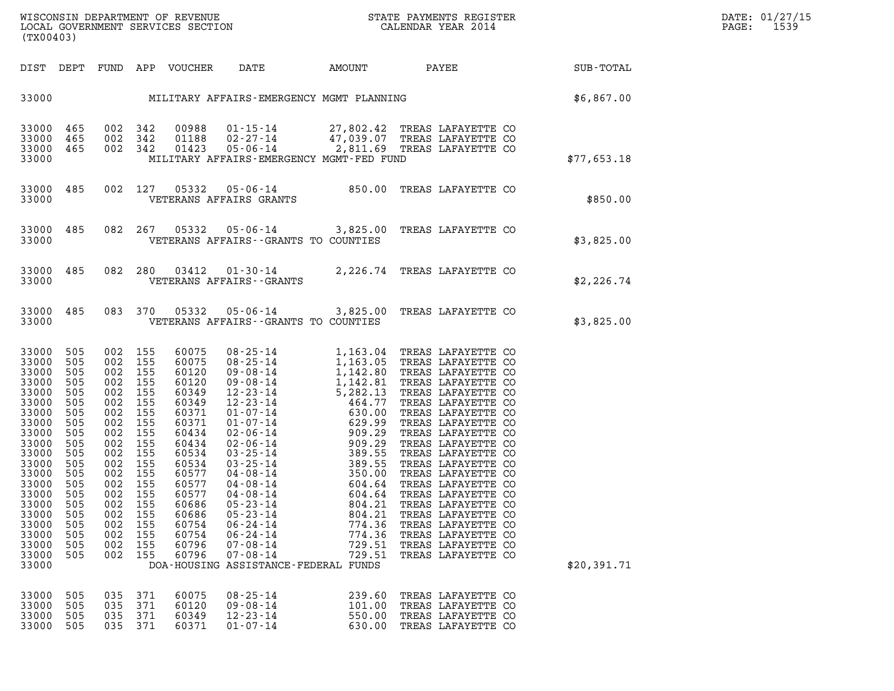| DIST | DEPT | FUND | APP | VOUCHER | DATE | AMOUNT | PAYEE | SUB-TOTAL |
|---|---|---|---|---|---|---|---|---|
| 33000 | | | | | MILITARY AFFAIRS-EMERGENCY MGMT PLANNING | | | $6,867.00 |
| 33000 | 465 | 002 | 342 | 00988 | 01-15-14 | 27,802.42 | TREAS LAFAYETTE CO | |
| 33000 | 465 | 002 | 342 | 01188 | 02-27-14 | 47,039.07 | TREAS LAFAYETTE CO | |
| 33000 | 465 | 002 | 342 | 01423 | 05-06-14 | 2,811.69 | TREAS LAFAYETTE CO | |
| 33000 | | | | | MILITARY AFFAIRS-EMERGENCY MGMT-FED FUND | | | $77,653.18 |
| 33000 | 485 | 002 | 127 | 05332 | 05-06-14 | 850.00 | TREAS LAFAYETTE CO | |
| 33000 | | | | | VETERANS AFFAIRS GRANTS | | | $850.00 |
| 33000 | 485 | 082 | 267 | 05332 | 05-06-14 | 3,825.00 | TREAS LAFAYETTE CO | |
| 33000 | | | | | VETERANS AFFAIRS--GRANTS TO COUNTIES | | | $3,825.00 |
| 33000 | 485 | 082 | 280 | 03412 | 01-30-14 | 2,226.74 | TREAS LAFAYETTE CO | |
| 33000 | | | | | VETERANS AFFAIRS--GRANTS | | | $2,226.74 |
| 33000 | 485 | 083 | 370 | 05332 | 05-06-14 | 3,825.00 | TREAS LAFAYETTE CO | |
| 33000 | | | | | VETERANS AFFAIRS--GRANTS TO COUNTIES | | | $3,825.00 |
| 33000 | 505 | 002 | 155 | 60075 | 08-25-14 | 1,163.04 | TREAS LAFAYETTE CO | |
| 33000 | 505 | 002 | 155 | 60075 | 08-25-14 | 1,163.05 | TREAS LAFAYETTE CO | |
| 33000 | 505 | 002 | 155 | 60120 | 09-08-14 | 1,142.80 | TREAS LAFAYETTE CO | |
| 33000 | 505 | 002 | 155 | 60120 | 09-08-14 | 1,142.81 | TREAS LAFAYETTE CO | |
| 33000 | 505 | 002 | 155 | 60349 | 12-23-14 | 5,282.13 | TREAS LAFAYETTE CO | |
| 33000 | 505 | 002 | 155 | 60349 | 12-23-14 | 464.77 | TREAS LAFAYETTE CO | |
| 33000 | 505 | 002 | 155 | 60371 | 01-07-14 | 630.00 | TREAS LAFAYETTE CO | |
| 33000 | 505 | 002 | 155 | 60371 | 01-07-14 | 629.99 | TREAS LAFAYETTE CO | |
| 33000 | 505 | 002 | 155 | 60434 | 02-06-14 | 909.29 | TREAS LAFAYETTE CO | |
| 33000 | 505 | 002 | 155 | 60434 | 02-06-14 | 909.29 | TREAS LAFAYETTE CO | |
| 33000 | 505 | 002 | 155 | 60534 | 03-25-14 | 389.55 | TREAS LAFAYETTE CO | |
| 33000 | 505 | 002 | 155 | 60534 | 03-25-14 | 389.55 | TREAS LAFAYETTE CO | |
| 33000 | 505 | 002 | 155 | 60577 | 04-08-14 | 350.00 | TREAS LAFAYETTE CO | |
| 33000 | 505 | 002 | 155 | 60577 | 04-08-14 | 604.64 | TREAS LAFAYETTE CO | |
| 33000 | 505 | 002 | 155 | 60577 | 04-08-14 | 604.64 | TREAS LAFAYETTE CO | |
| 33000 | 505 | 002 | 155 | 60686 | 05-23-14 | 804.21 | TREAS LAFAYETTE CO | |
| 33000 | 505 | 002 | 155 | 60686 | 05-23-14 | 804.21 | TREAS LAFAYETTE CO | |
| 33000 | 505 | 002 | 155 | 60754 | 06-24-14 | 774.36 | TREAS LAFAYETTE CO | |
| 33000 | 505 | 002 | 155 | 60754 | 06-24-14 | 774.36 | TREAS LAFAYETTE CO | |
| 33000 | 505 | 002 | 155 | 60796 | 07-08-14 | 729.51 | TREAS LAFAYETTE CO | |
| 33000 | 505 | 002 | 155 | 60796 | 07-08-14 | 729.51 | TREAS LAFAYETTE CO | |
| 33000 | | | | | DOA-HOUSING ASSISTANCE-FEDERAL FUNDS | | | $20,391.71 |
| 33000 | 505 | 035 | 371 | 60075 | 08-25-14 | 239.60 | TREAS LAFAYETTE CO | |
| 33000 | 505 | 035 | 371 | 60120 | 09-08-14 | 101.00 | TREAS LAFAYETTE CO | |
| 33000 | 505 | 035 | 371 | 60349 | 12-23-14 | 550.00 | TREAS LAFAYETTE CO | |
| 33000 | 505 | 035 | 371 | 60371 | 01-07-14 | 630.00 | TREAS LAFAYETTE CO | |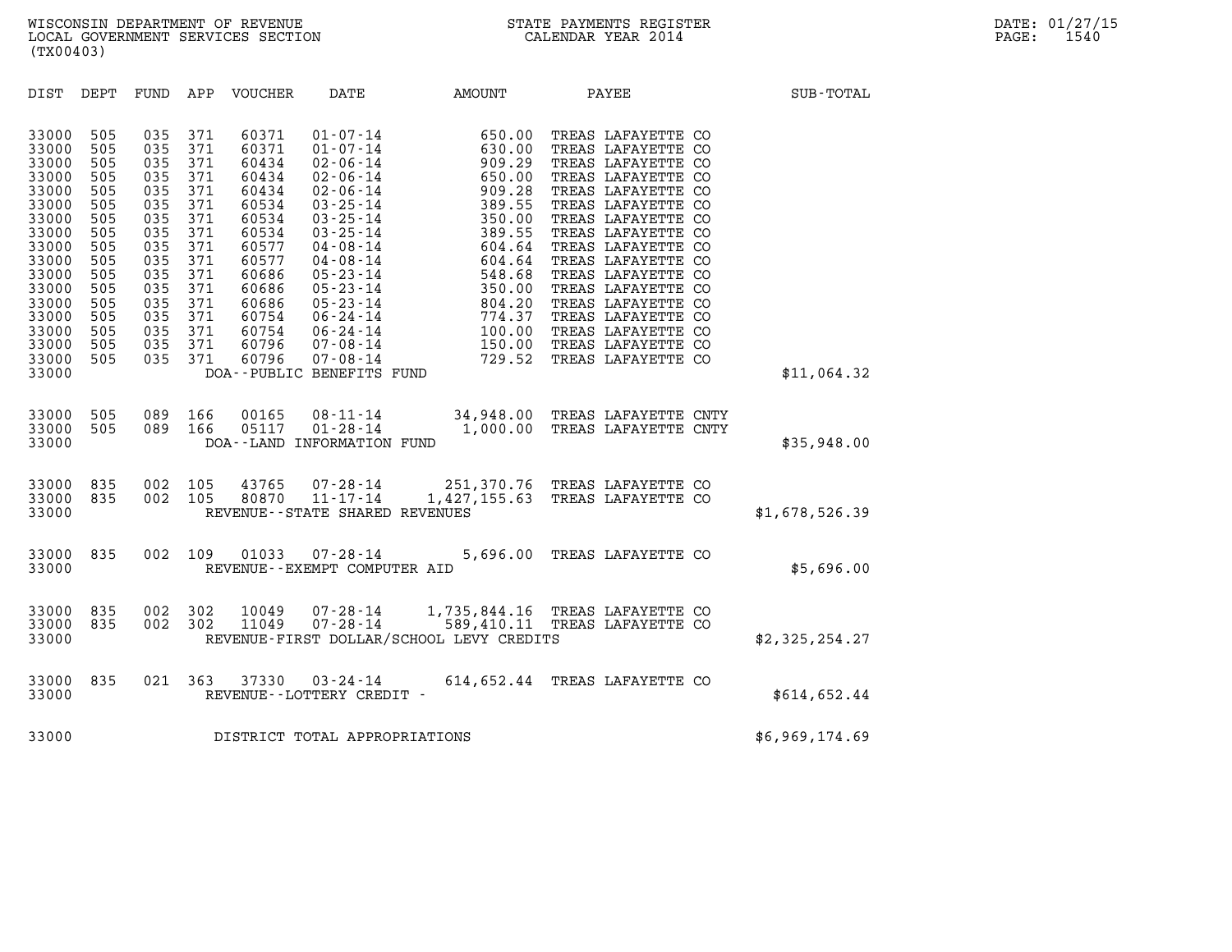WISCONSIN DEPARTMENT OF REVENUE
LOCAL GOVERNMENT SERVICES SECTION
(TX00403)

STATE PAYMENTS REGISTER
CALENDAR YEAR 2014

DATE: 01/27/15

| DIST | DEPT | FUND | APP | VOUCHER | DATE | AMOUNT | PAYEE | SUB-TOTAL |
|---|---|---|---|---|---|---|---|---|
| 33000 | 505 | 035 | 371 | 60371 | 01-07-14 | 650.00 | TREAS LAFAYETTE CO | |
| 33000 | 505 | 035 | 371 | 60371 | 01-07-14 | 630.00 | TREAS LAFAYETTE CO | |
| 33000 | 505 | 035 | 371 | 60434 | 02-06-14 | 909.29 | TREAS LAFAYETTE CO | |
| 33000 | 505 | 035 | 371 | 60434 | 02-06-14 | 650.00 | TREAS LAFAYETTE CO | |
| 33000 | 505 | 035 | 371 | 60434 | 02-06-14 | 909.28 | TREAS LAFAYETTE CO | |
| 33000 | 505 | 035 | 371 | 60534 | 03-25-14 | 389.55 | TREAS LAFAYETTE CO | |
| 33000 | 505 | 035 | 371 | 60534 | 03-25-14 | 350.00 | TREAS LAFAYETTE CO | |
| 33000 | 505 | 035 | 371 | 60534 | 03-25-14 | 389.55 | TREAS LAFAYETTE CO | |
| 33000 | 505 | 035 | 371 | 60577 | 04-08-14 | 604.64 | TREAS LAFAYETTE CO | |
| 33000 | 505 | 035 | 371 | 60577 | 04-08-14 | 604.64 | TREAS LAFAYETTE CO | |
| 33000 | 505 | 035 | 371 | 60686 | 05-23-14 | 548.68 | TREAS LAFAYETTE CO | |
| 33000 | 505 | 035 | 371 | 60686 | 05-23-14 | 350.00 | TREAS LAFAYETTE CO | |
| 33000 | 505 | 035 | 371 | 60686 | 05-23-14 | 804.20 | TREAS LAFAYETTE CO | |
| 33000 | 505 | 035 | 371 | 60754 | 06-24-14 | 774.37 | TREAS LAFAYETTE CO | |
| 33000 | 505 | 035 | 371 | 60754 | 06-24-14 | 100.00 | TREAS LAFAYETTE CO | |
| 33000 | 505 | 035 | 371 | 60796 | 07-08-14 | 150.00 | TREAS LAFAYETTE CO | |
| 33000 | 505 | 035 | 371 | 60796 | 07-08-14 | 729.52 | TREAS LAFAYETTE CO | |
| 33000 | | | | DOA--PUBLIC BENEFITS FUND | | | | $11,064.32 |
| 33000 | 505 | 089 | 166 | 00165 | 08-11-14 | 34,948.00 | TREAS LAFAYETTE CNTY | |
| 33000 | 505 | 089 | 166 | 05117 | 01-28-14 | 1,000.00 | TREAS LAFAYETTE CNTY | |
| 33000 | | | | DOA--LAND INFORMATION FUND | | | | $35,948.00 |
| 33000 | 835 | 002 | 105 | 43765 | 07-28-14 | 251,370.76 | TREAS LAFAYETTE CO | |
| 33000 | 835 | 002 | 105 | 80870 | 11-17-14 | 1,427,155.63 | TREAS LAFAYETTE CO | |
| 33000 | | | | REVENUE--STATE SHARED REVENUES | | | | $1,678,526.39 |
| 33000 | 835 | 002 | 109 | 01033 | 07-28-14 | 5,696.00 | TREAS LAFAYETTE CO | |
| 33000 | | | | REVENUE--EXEMPT COMPUTER AID | | | | $5,696.00 |
| 33000 | 835 | 002 | 302 | 10049 | 07-28-14 | 1,735,844.16 | TREAS LAFAYETTE CO | |
| 33000 | 835 | 002 | 302 | 11049 | 07-28-14 | 589,410.11 | TREAS LAFAYETTE CO | |
| 33000 | | | | REVENUE-FIRST DOLLAR/SCHOOL LEVY CREDITS | | | | $2,325,254.27 |
| 33000 | 835 | 021 | 363 | 37330 | 03-24-14 | 614,652.44 | TREAS LAFAYETTE CO | |
| 33000 | | | | REVENUE--LOTTERY CREDIT - | | | | $614,652.44 |
| 33000 | | | | DISTRICT TOTAL APPROPRIATIONS | | | | $6,969,174.69 |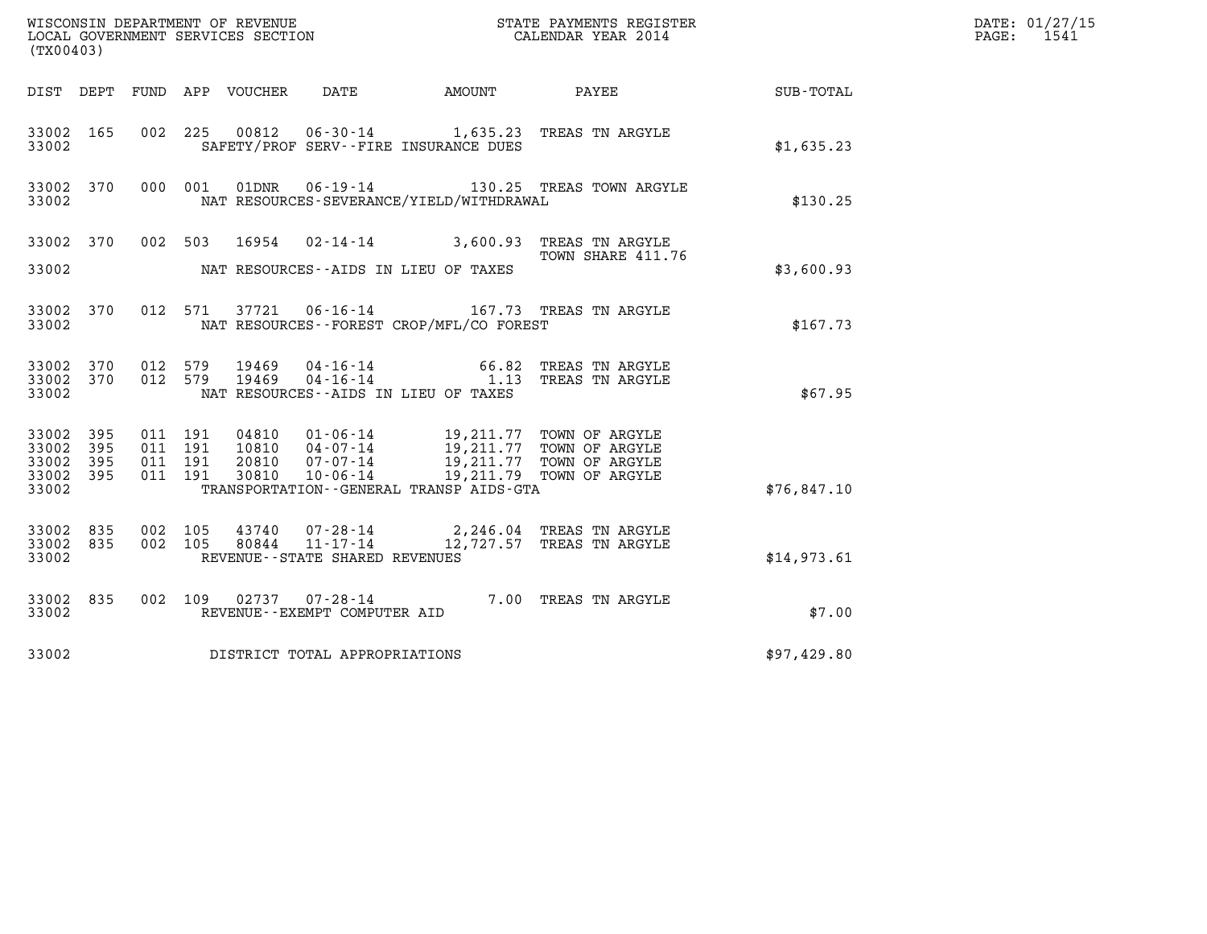WISCONSIN DEPARTMENT OF REVENUE
LOCAL GOVERNMENT SERVICES SECTION
(TX00403)

STATE PAYMENTS REGISTER
CALENDAR YEAR 2014

DATE: 01/27/15
PAGE: 1541

| DIST | DEPT | FUND | APP | VOUCHER | DATE | AMOUNT | PAYEE | SUB-TOTAL |
|---|---|---|---|---|---|---|---|---|
| 33002 | 165 | 002 | 225 | 00812 | 06-30-14 | 1,635.23 | TREAS TN ARGYLE | |
| 33002 | | | | | SAFETY/PROF SERV--FIRE INSURANCE DUES | | | $1,635.23 |
| 33002 | 370 | 000 | 001 | 01DNR | 06-19-14 | 130.25 | TREAS TOWN ARGYLE | |
| 33002 | | | | | NAT RESOURCES-SEVERANCE/YIELD/WITHDRAWAL | | | $130.25 |
| 33002 | 370 | 002 | 503 | 16954 | 02-14-14 | 3,600.93 | TREAS TN ARGYLE TOWN SHARE 411.76 | |
| 33002 | | | | | NAT RESOURCES--AIDS IN LIEU OF TAXES | | | $3,600.93 |
| 33002 | 370 | 012 | 571 | 37721 | 06-16-14 | 167.73 | TREAS TN ARGYLE | |
| 33002 | | | | | NAT RESOURCES--FOREST CROP/MFL/CO FOREST | | | $167.73 |
| 33002 | 370 | 012 | 579 | 19469 | 04-16-14 | 66.82 | TREAS TN ARGYLE | |
| 33002 | 370 | 012 | 579 | 19469 | 04-16-14 | 1.13 | TREAS TN ARGYLE | |
| 33002 | | | | | NAT RESOURCES--AIDS IN LIEU OF TAXES | | | $67.95 |
| 33002 | 395 | 011 | 191 | 04810 | 01-06-14 | 19,211.77 | TOWN OF ARGYLE | |
| 33002 | 395 | 011 | 191 | 10810 | 04-07-14 | 19,211.77 | TOWN OF ARGYLE | |
| 33002 | 395 | 011 | 191 | 20810 | 07-07-14 | 19,211.77 | TOWN OF ARGYLE | |
| 33002 | 395 | 011 | 191 | 30810 | 10-06-14 | 19,211.79 | TOWN OF ARGYLE | |
| 33002 | | | | | TRANSPORTATION--GENERAL TRANSP AIDS-GTA | | | $76,847.10 |
| 33002 | 835 | 002 | 105 | 43740 | 07-28-14 | 2,246.04 | TREAS TN ARGYLE | |
| 33002 | 835 | 002 | 105 | 80844 | 11-17-14 | 12,727.57 | TREAS TN ARGYLE | |
| 33002 | | | | | REVENUE--STATE SHARED REVENUES | | | $14,973.61 |
| 33002 | 835 | 002 | 109 | 02737 | 07-28-14 | 7.00 | TREAS TN ARGYLE | |
| 33002 | | | | | REVENUE--EXEMPT COMPUTER AID | | | $7.00 |
| 33002 | | | | | DISTRICT TOTAL APPROPRIATIONS | | | $97,429.80 |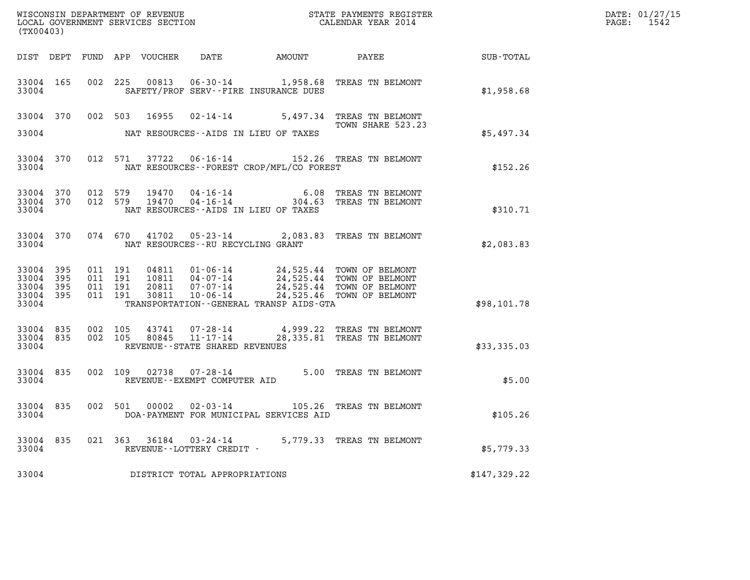WISCONSIN DEPARTMENT OF REVENUE
LOCAL GOVERNMENT SERVICES SECTION
(TX00403)

STATE PAYMENTS REGISTER
CALENDAR YEAR 2014

DATE: 01/27/15
PAGE: 1542

| DIST | DEPT | FUND | APP | VOUCHER | DATE | AMOUNT | PAYEE | SUB-TOTAL |
|---|---|---|---|---|---|---|---|---|
| 33004 | 165 | 002 | 225 | 00813 | 06-30-14 | 1,958.68 | TREAS TN BELMONT | |
| 33004 | | | | | SAFETY/PROF SERV--FIRE INSURANCE DUES | | | $1,958.68 |
| 33004 | 370 | 002 | 503 | 16955 | 02-14-14 | 5,497.34 | TREAS TN BELMONT TOWN SHARE 523.23 | |
| 33004 | | | | | NAT RESOURCES--AIDS IN LIEU OF TAXES | | | $5,497.34 |
| 33004 | 370 | 012 | 571 | 37722 | 06-16-14 | 152.26 | TREAS TN BELMONT | |
| 33004 | | | | | NAT RESOURCES--FOREST CROP/MFL/CO FOREST | | | $152.26 |
| 33004 | 370 | 012 | 579 | 19470 | 04-16-14 | 6.08 | TREAS TN BELMONT | |
| 33004 | 370 | 012 | 579 | 19470 | 04-16-14 | 304.63 | TREAS TN BELMONT | |
| 33004 | | | | | NAT RESOURCES--AIDS IN LIEU OF TAXES | | | $310.71 |
| 33004 | 370 | 074 | 670 | 41702 | 05-23-14 | 2,083.83 | TREAS TN BELMONT | |
| 33004 | | | | | NAT RESOURCES--RU RECYCLING GRANT | | | $2,083.83 |
| 33004 | 395 | 011 | 191 | 04811 | 01-06-14 | 24,525.44 | TOWN OF BELMONT | |
| 33004 | 395 | 011 | 191 | 10811 | 04-07-14 | 24,525.44 | TOWN OF BELMONT | |
| 33004 | 395 | 011 | 191 | 20811 | 07-07-14 | 24,525.44 | TOWN OF BELMONT | |
| 33004 | 395 | 011 | 191 | 30811 | 10-06-14 | 24,525.46 | TOWN OF BELMONT | |
| 33004 | | | | | TRANSPORTATION--GENERAL TRANSP AIDS-GTA | | | $98,101.78 |
| 33004 | 835 | 002 | 105 | 43741 | 07-28-14 | 4,999.22 | TREAS TN BELMONT | |
| 33004 | 835 | 002 | 105 | 80845 | 11-17-14 | 28,335.81 | TREAS TN BELMONT | |
| 33004 | | | | | REVENUE--STATE SHARED REVENUES | | | $33,335.03 |
| 33004 | 835 | 002 | 109 | 02738 | 07-28-14 | 5.00 | TREAS TN BELMONT | |
| 33004 | | | | | REVENUE--EXEMPT COMPUTER AID | | | $5.00 |
| 33004 | 835 | 002 | 501 | 00002 | 02-03-14 | 105.26 | TREAS TN BELMONT | |
| 33004 | | | | | DOA-PAYMENT FOR MUNICIPAL SERVICES AID | | | $105.26 |
| 33004 | 835 | 021 | 363 | 36184 | 03-24-14 | 5,779.33 | TREAS TN BELMONT | |
| 33004 | | | | | REVENUE--LOTTERY CREDIT - | | | $5,779.33 |
| 33004 | | | | | DISTRICT TOTAL APPROPRIATIONS | | | $147,329.22 |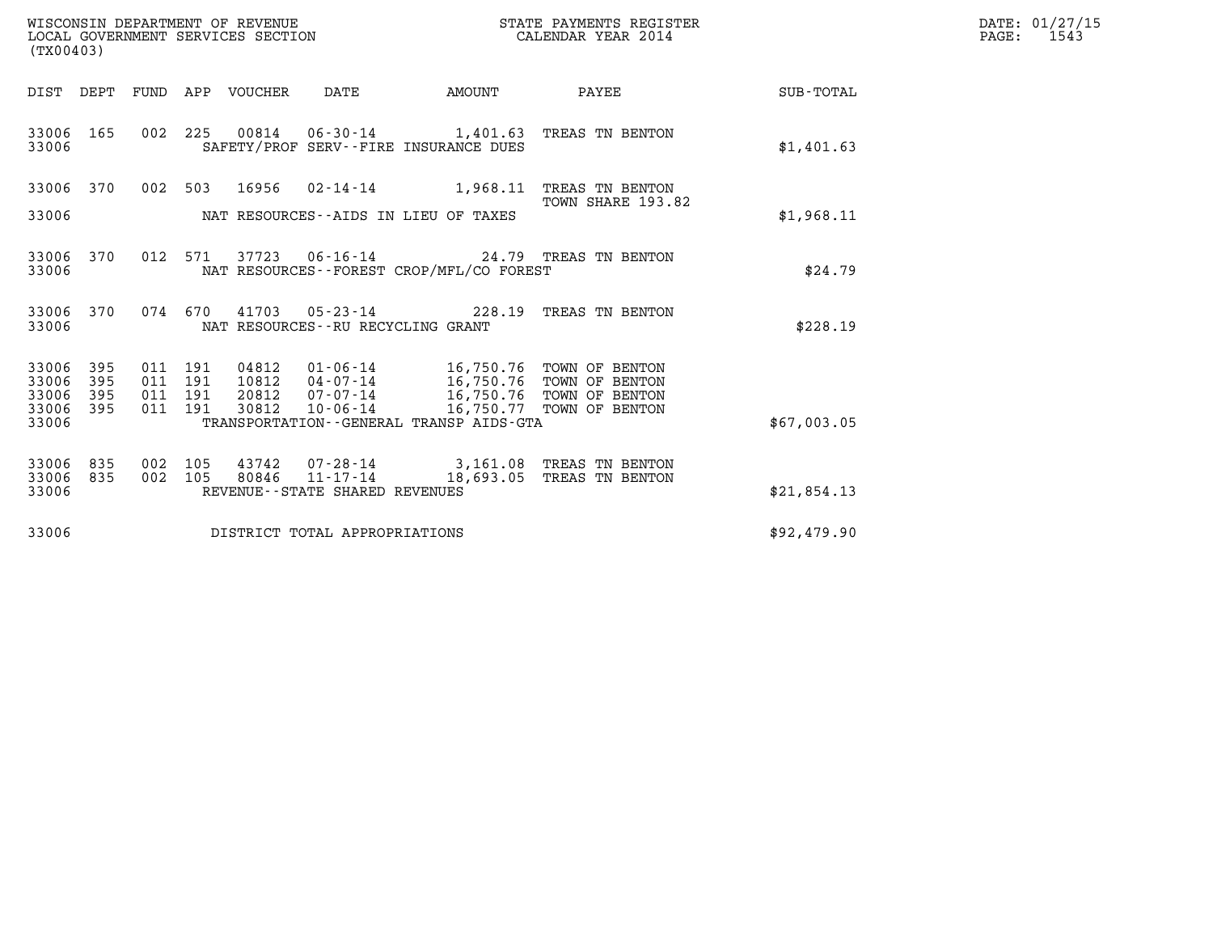WISCONSIN DEPARTMENT OF REVENUE
LOCAL GOVERNMENT SERVICES SECTION
(TX00403)

STATE PAYMENTS REGISTER
CALENDAR YEAR 2014

DATE: 01/27/15
PAGE: 1543

| DIST | DEPT | FUND | APP | VOUCHER | DATE | AMOUNT | PAYEE | SUB-TOTAL |
|---|---|---|---|---|---|---|---|---|
| 33006 | 165 | 002 | 225 | 00814 | 06-30-14 | 1,401.63 | TREAS TN BENTON | |
| 33006 | | | | | SAFETY/PROF SERV--FIRE INSURANCE DUES | | | $1,401.63 |
| 33006 | 370 | 002 | 503 | 16956 | 02-14-14 | 1,968.11 | TREAS TN BENTON TOWN SHARE 193.82 | |
| 33006 | | | | | NAT RESOURCES--AIDS IN LIEU OF TAXES | | | $1,968.11 |
| 33006 | 370 | 012 | 571 | 37723 | 06-16-14 | 24.79 | TREAS TN BENTON | |
| 33006 | | | | | NAT RESOURCES--FOREST CROP/MFL/CO FOREST | | | $24.79 |
| 33006 | 370 | 074 | 670 | 41703 | 05-23-14 | 228.19 | TREAS TN BENTON | |
| 33006 | | | | | NAT RESOURCES--RU RECYCLING GRANT | | | $228.19 |
| 33006 | 395 | 011 | 191 | 04812 | 01-06-14 | 16,750.76 | TOWN OF BENTON | |
| 33006 | 395 | 011 | 191 | 10812 | 04-07-14 | 16,750.76 | TOWN OF BENTON | |
| 33006 | 395 | 011 | 191 | 20812 | 07-07-14 | 16,750.76 | TOWN OF BENTON | |
| 33006 | 395 | 011 | 191 | 30812 | 10-06-14 | 16,750.77 | TOWN OF BENTON | |
| 33006 | | | | | TRANSPORTATION--GENERAL TRANSP AIDS-GTA | | | $67,003.05 |
| 33006 | 835 | 002 | 105 | 43742 | 07-28-14 | 3,161.08 | TREAS TN BENTON | |
| 33006 | 835 | 002 | 105 | 80846 | 11-17-14 | 18,693.05 | TREAS TN BENTON | |
| 33006 | | | | | REVENUE--STATE SHARED REVENUES | | | $21,854.13 |
| 33006 | | | | | DISTRICT TOTAL APPROPRIATIONS | | | $92,479.90 |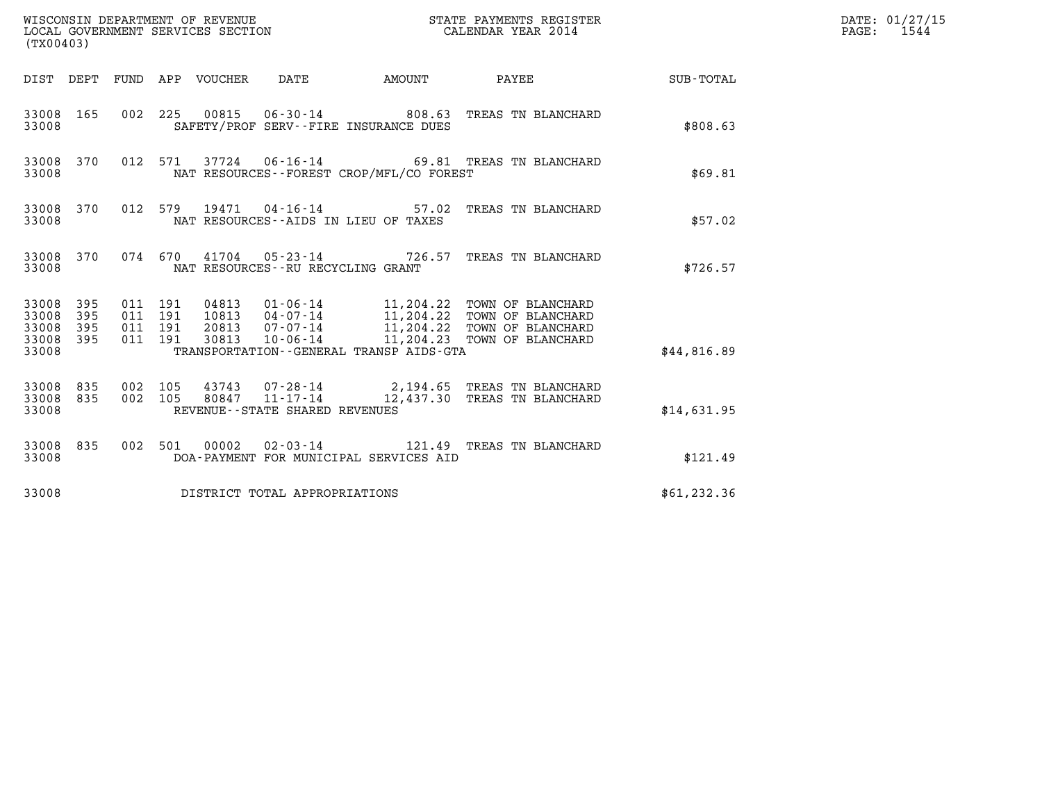WISCONSIN DEPARTMENT OF REVENUE
LOCAL GOVERNMENT SERVICES SECTION
(TX00403)

STATE PAYMENTS REGISTER
CALENDAR YEAR 2014

DATE: 01/27/15
PAGE: 1544

| DIST | DEPT | FUND | APP | VOUCHER | DATE | AMOUNT | PAYEE | SUB-TOTAL |
|---|---|---|---|---|---|---|---|---|
| 33008 | 165 | 002 | 225 | 00815 | 06-30-14 | 808.63 | TREAS TN BLANCHARD | |
| 33008 | | | | | SAFETY/PROF SERV--FIRE INSURANCE DUES | | | $808.63 |
| 33008 | 370 | 012 | 571 | 37724 | 06-16-14 | 69.81 | TREAS TN BLANCHARD | |
| 33008 | | | | | NAT RESOURCES--FOREST CROP/MFL/CO FOREST | | | $69.81 |
| 33008 | 370 | 012 | 579 | 19471 | 04-16-14 | 57.02 | TREAS TN BLANCHARD | |
| 33008 | | | | | NAT RESOURCES--AIDS IN LIEU OF TAXES | | | $57.02 |
| 33008 | 370 | 074 | 670 | 41704 | 05-23-14 | 726.57 | TREAS TN BLANCHARD | |
| 33008 | | | | | NAT RESOURCES--RU RECYCLING GRANT | | | $726.57 |
| 33008 | 395 | 011 | 191 | 04813 | 01-06-14 | 11,204.22 | TOWN OF BLANCHARD | |
| 33008 | 395 | 011 | 191 | 10813 | 04-07-14 | 11,204.22 | TOWN OF BLANCHARD | |
| 33008 | 395 | 011 | 191 | 20813 | 07-07-14 | 11,204.22 | TOWN OF BLANCHARD | |
| 33008 | 395 | 011 | 191 | 30813 | 10-06-14 | 11,204.23 | TOWN OF BLANCHARD | |
| 33008 | | | | | TRANSPORTATION--GENERAL TRANSP AIDS-GTA | | | $44,816.89 |
| 33008 | 835 | 002 | 105 | 43743 | 07-28-14 | 2,194.65 | TREAS TN BLANCHARD | |
| 33008 | 835 | 002 | 105 | 80847 | 11-17-14 | 12,437.30 | TREAS TN BLANCHARD | |
| 33008 | | | | | REVENUE--STATE SHARED REVENUES | | | $14,631.95 |
| 33008 | 835 | 002 | 501 | 00002 | 02-03-14 | 121.49 | TREAS TN BLANCHARD | |
| 33008 | | | | | DOA-PAYMENT FOR MUNICIPAL SERVICES AID | | | $121.49 |
| 33008 | | | | | DISTRICT TOTAL APPROPRIATIONS | | | $61,232.36 |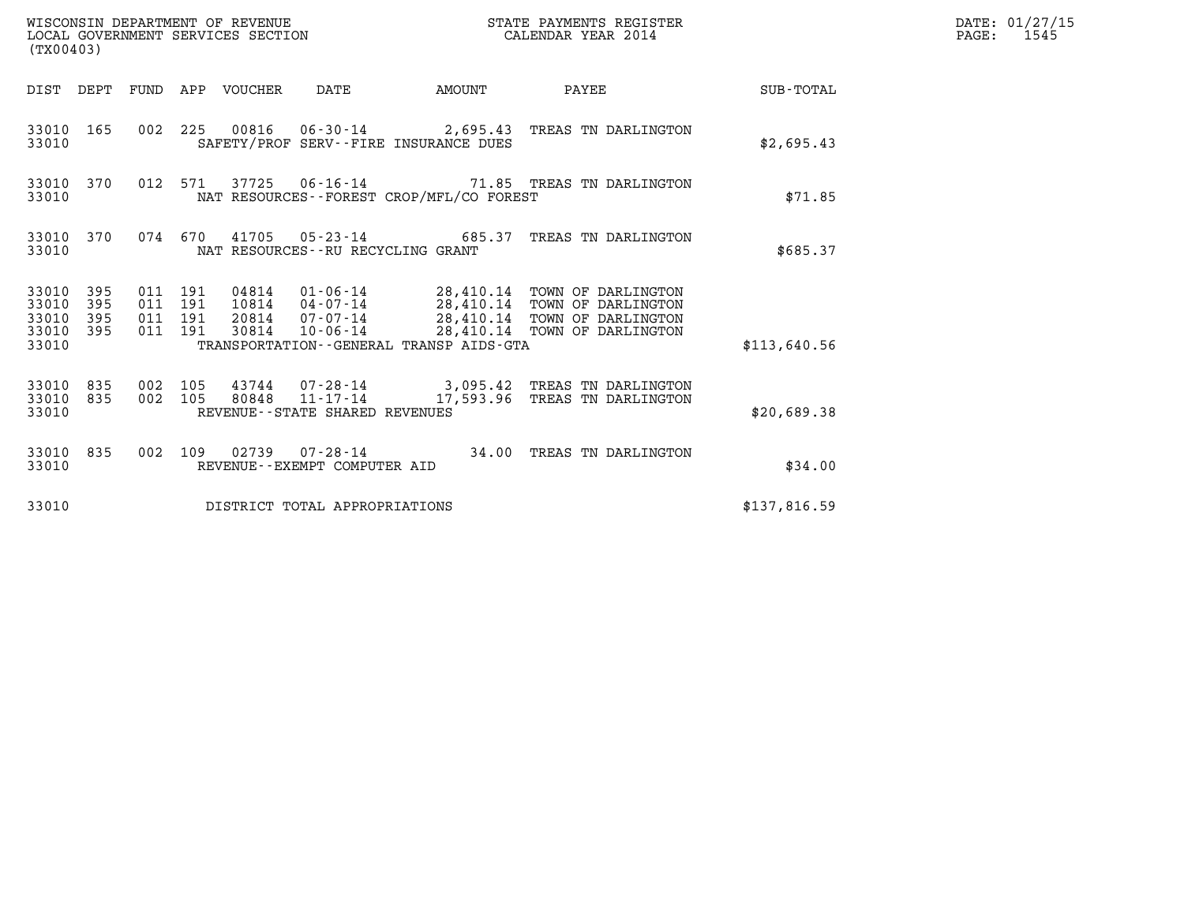WISCONSIN DEPARTMENT OF REVENUE
LOCAL GOVERNMENT SERVICES SECTION
(TX00403)

STATE PAYMENTS REGISTER
CALENDAR YEAR 2014

DATE: 01/27/15
PAGE: 1545

| DIST | DEPT | FUND | APP | VOUCHER | DATE | AMOUNT | PAYEE | SUB-TOTAL |
|---|---|---|---|---|---|---|---|---|
| 33010 | 165 | 002 | 225 | 00816 | 06-30-14 | 2,695.43 | TREAS TN DARLINGTON | |
| 33010 | | | | SAFETY/PROF SERV--FIRE INSURANCE DUES | | | | $2,695.43 |
| 33010 | 370 | 012 | 571 | 37725 | 06-16-14 | 71.85 | TREAS TN DARLINGTON | |
| 33010 | | | | NAT RESOURCES--FOREST CROP/MFL/CO FOREST | | | | $71.85 |
| 33010 | 370 | 074 | 670 | 41705 | 05-23-14 | 685.37 | TREAS TN DARLINGTON | |
| 33010 | | | | NAT RESOURCES--RU RECYCLING GRANT | | | | $685.37 |
| 33010 | 395 | 011 | 191 | 04814 | 01-06-14 | 28,410.14 | TOWN OF DARLINGTON | |
| 33010 | 395 | 011 | 191 | 10814 | 04-07-14 | 28,410.14 | TOWN OF DARLINGTON | |
| 33010 | 395 | 011 | 191 | 20814 | 07-07-14 | 28,410.14 | TOWN OF DARLINGTON | |
| 33010 | 395 | 011 | 191 | 30814 | 10-06-14 | 28,410.14 | TOWN OF DARLINGTON | |
| 33010 | | | | TRANSPORTATION--GENERAL TRANSP AIDS-GTA | | | | $113,640.56 |
| 33010 | 835 | 002 | 105 | 43744 | 07-28-14 | 3,095.42 | TREAS TN DARLINGTON | |
| 33010 | 835 | 002 | 105 | 80848 | 11-17-14 | 17,593.96 | TREAS TN DARLINGTON | |
| 33010 | | | | REVENUE--STATE SHARED REVENUES | | | | $20,689.38 |
| 33010 | 835 | 002 | 109 | 02739 | 07-28-14 | 34.00 | TREAS TN DARLINGTON | |
| 33010 | | | | REVENUE--EXEMPT COMPUTER AID | | | | $34.00 |
| 33010 | | | | DISTRICT TOTAL APPROPRIATIONS | | | | $137,816.59 |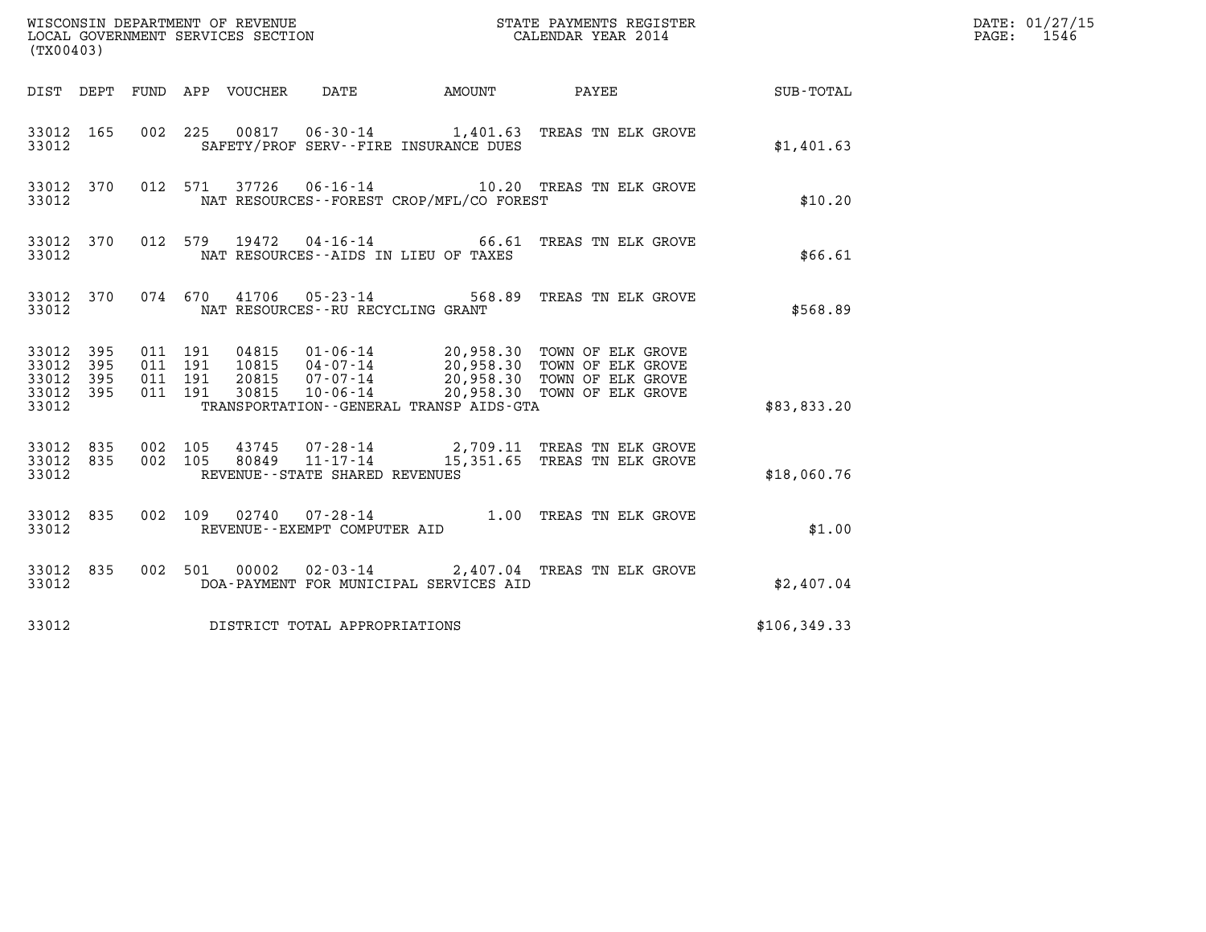WISCONSIN DEPARTMENT OF REVENUE
LOCAL GOVERNMENT SERVICES SECTION
(TX00403)

STATE PAYMENTS REGISTER
CALENDAR YEAR 2014

DATE: 01/27/15
PAGE: 1546

| DIST | DEPT | FUND | APP | VOUCHER | DATE | AMOUNT | PAYEE | SUB-TOTAL |
|---|---|---|---|---|---|---|---|---|
| 33012 | 165 | 002 | 225 | 00817 | 06-30-14 | 1,401.63 | TREAS TN ELK GROVE | |
| 33012 | | | | | SAFETY/PROF SERV--FIRE INSURANCE DUES | | | $1,401.63 |
| 33012 | 370 | 012 | 571 | 37726 | 06-16-14 | 10.20 | TREAS TN ELK GROVE | |
| 33012 | | | | | NAT RESOURCES--FOREST CROP/MFL/CO FOREST | | | $10.20 |
| 33012 | 370 | 012 | 579 | 19472 | 04-16-14 | 66.61 | TREAS TN ELK GROVE | |
| 33012 | | | | | NAT RESOURCES--AIDS IN LIEU OF TAXES | | | $66.61 |
| 33012 | 370 | 074 | 670 | 41706 | 05-23-14 | 568.89 | TREAS TN ELK GROVE | |
| 33012 | | | | | NAT RESOURCES--RU RECYCLING GRANT | | | $568.89 |
| 33012 | 395 | 011 | 191 | 04815 | 01-06-14 | 20,958.30 | TOWN OF ELK GROVE | |
| 33012 | 395 | 011 | 191 | 10815 | 04-07-14 | 20,958.30 | TOWN OF ELK GROVE | |
| 33012 | 395 | 011 | 191 | 20815 | 07-07-14 | 20,958.30 | TOWN OF ELK GROVE | |
| 33012 | 395 | 011 | 191 | 30815 | 10-06-14 | 20,958.30 | TOWN OF ELK GROVE | |
| 33012 | | | | | TRANSPORTATION--GENERAL TRANSP AIDS-GTA | | | $83,833.20 |
| 33012 | 835 | 002 | 105 | 43745 | 07-28-14 | 2,709.11 | TREAS TN ELK GROVE | |
| 33012 | 835 | 002 | 105 | 80849 | 11-17-14 | 15,351.65 | TREAS TN ELK GROVE | |
| 33012 | | | | | REVENUE--STATE SHARED REVENUES | | | $18,060.76 |
| 33012 | 835 | 002 | 109 | 02740 | 07-28-14 | 1.00 | TREAS TN ELK GROVE | |
| 33012 | | | | | REVENUE--EXEMPT COMPUTER AID | | | $1.00 |
| 33012 | 835 | 002 | 501 | 00002 | 02-03-14 | 2,407.04 | TREAS TN ELK GROVE | |
| 33012 | | | | | DOA-PAYMENT FOR MUNICIPAL SERVICES AID | | | $2,407.04 |
| 33012 | | | | | DISTRICT TOTAL APPROPRIATIONS | | | $106,349.33 |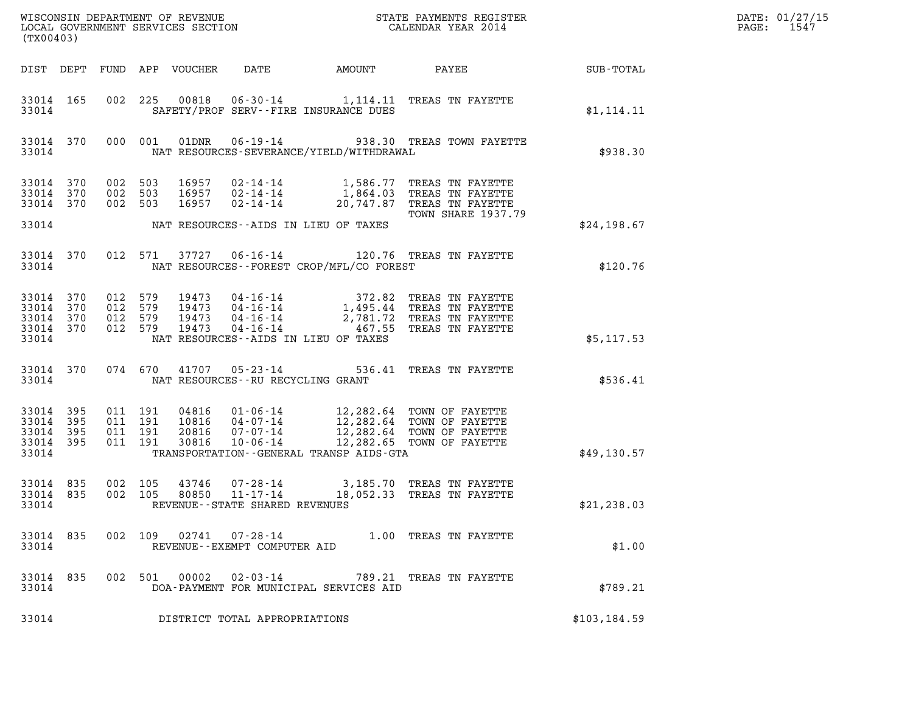WISCONSIN DEPARTMENT OF REVENUE
LOCAL GOVERNMENT SERVICES SECTION
(TX00403)

STATE PAYMENTS REGISTER
CALENDAR YEAR 2014

DATE: 01/27/15
PAGE: 1547

| DIST | DEPT | FUND | APP | VOUCHER | DATE | AMOUNT | PAYEE | SUB-TOTAL |
|---|---|---|---|---|---|---|---|---|
| 33014 | 165 | 002 | 225 | 00818 | 06-30-14 | 1,114.11 | TREAS TN FAYETTE | |
| 33014 | | | | | SAFETY/PROF SERV--FIRE INSURANCE DUES | | | $1,114.11 |
| 33014 | 370 | 000 | 001 | 01DNR | 06-19-14 | 938.30 | TREAS TOWN FAYETTE | |
| 33014 | | | | | NAT RESOURCES-SEVERANCE/YIELD/WITHDRAWAL | | | $938.30 |
| 33014 | 370 | 002 | 503 | 16957 | 02-14-14 | 1,586.77 | TREAS TN FAYETTE | |
| 33014 | 370 | 002 | 503 | 16957 | 02-14-14 | 1,864.03 | TREAS TN FAYETTE | |
| 33014 | 370 | 002 | 503 | 16957 | 02-14-14 | 20,747.87 | TREAS TN FAYETTE TOWN SHARE 1937.79 | |
| 33014 | | | | | NAT RESOURCES--AIDS IN LIEU OF TAXES | | | $24,198.67 |
| 33014 | 370 | 012 | 571 | 37727 | 06-16-14 | 120.76 | TREAS TN FAYETTE | |
| 33014 | | | | | NAT RESOURCES--FOREST CROP/MFL/CO FOREST | | | $120.76 |
| 33014 | 370 | 012 | 579 | 19473 | 04-16-14 | 372.82 | TREAS TN FAYETTE | |
| 33014 | 370 | 012 | 579 | 19473 | 04-16-14 | 1,495.44 | TREAS TN FAYETTE | |
| 33014 | 370 | 012 | 579 | 19473 | 04-16-14 | 2,781.72 | TREAS TN FAYETTE | |
| 33014 | 370 | 012 | 579 | 19473 | 04-16-14 | 467.55 | TREAS TN FAYETTE | |
| 33014 | | | | | NAT RESOURCES--AIDS IN LIEU OF TAXES | | | $5,117.53 |
| 33014 | 370 | 074 | 670 | 41707 | 05-23-14 | 536.41 | TREAS TN FAYETTE | |
| 33014 | | | | | NAT RESOURCES--RU RECYCLING GRANT | | | $536.41 |
| 33014 | 395 | 011 | 191 | 04816 | 01-06-14 | 12,282.64 | TOWN OF FAYETTE | |
| 33014 | 395 | 011 | 191 | 10816 | 04-07-14 | 12,282.64 | TOWN OF FAYETTE | |
| 33014 | 395 | 011 | 191 | 20816 | 07-07-14 | 12,282.64 | TOWN OF FAYETTE | |
| 33014 | 395 | 011 | 191 | 30816 | 10-06-14 | 12,282.65 | TOWN OF FAYETTE | |
| 33014 | | | | | TRANSPORTATION--GENERAL TRANSP AIDS-GTA | | | $49,130.57 |
| 33014 | 835 | 002 | 105 | 43746 | 07-28-14 | 3,185.70 | TREAS TN FAYETTE | |
| 33014 | 835 | 002 | 105 | 80850 | 11-17-14 | 18,052.33 | TREAS TN FAYETTE | |
| 33014 | | | | | REVENUE--STATE SHARED REVENUES | | | $21,238.03 |
| 33014 | 835 | 002 | 109 | 02741 | 07-28-14 | 1.00 | TREAS TN FAYETTE | |
| 33014 | | | | | REVENUE--EXEMPT COMPUTER AID | | | $1.00 |
| 33014 | 835 | 002 | 501 | 00002 | 02-03-14 | 789.21 | TREAS TN FAYETTE | |
| 33014 | | | | | DOA-PAYMENT FOR MUNICIPAL SERVICES AID | | | $789.21 |
| 33014 | | | | | DISTRICT TOTAL APPROPRIATIONS | | | $103,184.59 |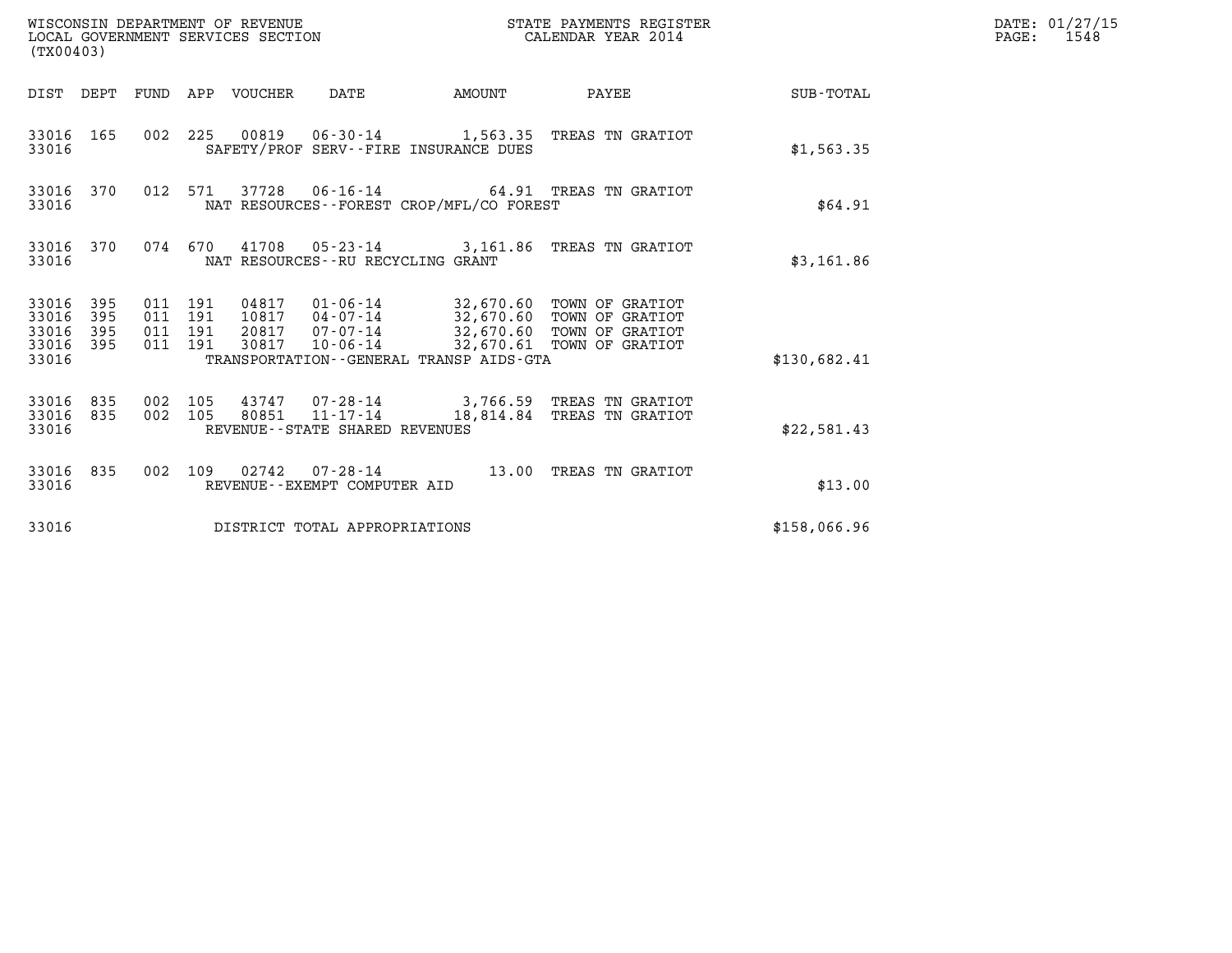WISCONSIN DEPARTMENT OF REVENUE
LOCAL GOVERNMENT SERVICES SECTION
(TX00403)

STATE PAYMENTS REGISTER
CALENDAR YEAR 2014

DATE: 01/27/15
PAGE: 1548

| DIST | DEPT | FUND | APP | VOUCHER | DATE | AMOUNT | PAYEE | SUB-TOTAL |
|---|---|---|---|---|---|---|---|---|
| 33016 | 165 | 002 | 225 | 00819 | 06-30-14 | 1,563.35 | TREAS TN GRATIOT | |
| 33016 | | | | SAFETY/PROF SERV--FIRE INSURANCE DUES | | | | $1,563.35 |
| 33016 | 370 | 012 | 571 | 37728 | 06-16-14 | 64.91 | TREAS TN GRATIOT | |
| 33016 | | | | NAT RESOURCES--FOREST CROP/MFL/CO FOREST | | | | $64.91 |
| 33016 | 370 | 074 | 670 | 41708 | 05-23-14 | 3,161.86 | TREAS TN GRATIOT | |
| 33016 | | | | NAT RESOURCES--RU RECYCLING GRANT | | | | $3,161.86 |
| 33016 | 395 | 011 | 191 | 04817 | 01-06-14 | 32,670.60 | TOWN OF GRATIOT | |
| 33016 | 395 | 011 | 191 | 10817 | 04-07-14 | 32,670.60 | TOWN OF GRATIOT | |
| 33016 | 395 | 011 | 191 | 20817 | 07-07-14 | 32,670.60 | TOWN OF GRATIOT | |
| 33016 | 395 | 011 | 191 | 30817 | 10-06-14 | 32,670.61 | TOWN OF GRATIOT | |
| 33016 | | | | TRANSPORTATION--GENERAL TRANSP AIDS-GTA | | | | $130,682.41 |
| 33016 | 835 | 002 | 105 | 43747 | 07-28-14 | 3,766.59 | TREAS TN GRATIOT | |
| 33016 | 835 | 002 | 105 | 80851 | 11-17-14 | 18,814.84 | TREAS TN GRATIOT | |
| 33016 | | | | REVENUE--STATE SHARED REVENUES | | | | $22,581.43 |
| 33016 | 835 | 002 | 109 | 02742 | 07-28-14 | 13.00 | TREAS TN GRATIOT | |
| 33016 | | | | REVENUE--EXEMPT COMPUTER AID | | | | $13.00 |
| 33016 | | | | DISTRICT TOTAL APPROPRIATIONS | | | | $158,066.96 |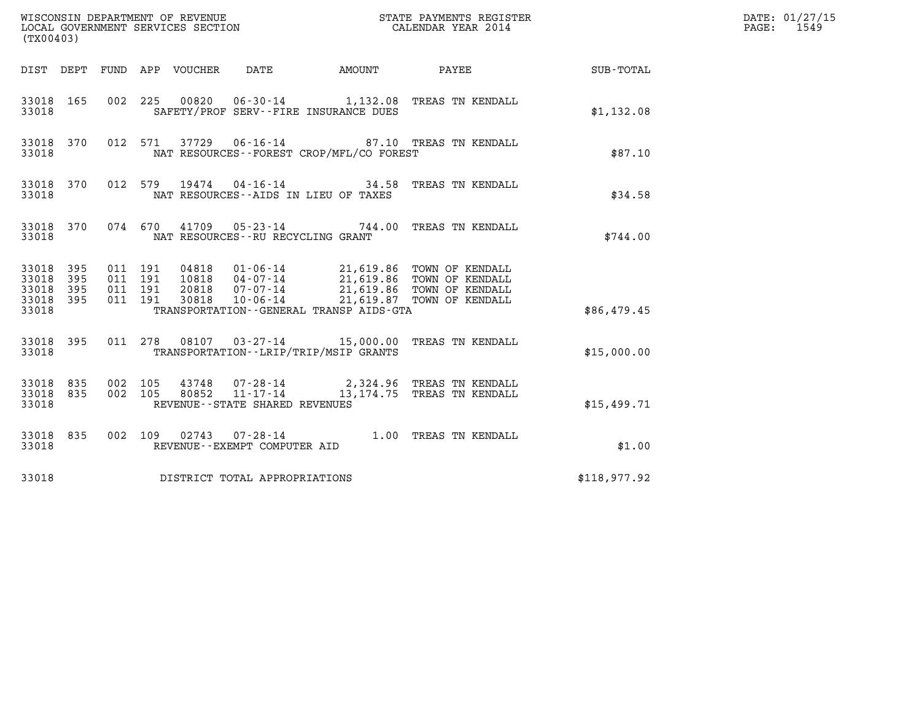WISCONSIN DEPARTMENT OF REVENUE
LOCAL GOVERNMENT SERVICES SECTION
(TX00403)

STATE PAYMENTS REGISTER
CALENDAR YEAR 2014

DATE: 01/27/15
PAGE: 1549

| DIST | DEPT | FUND | APP | VOUCHER | DATE | AMOUNT | PAYEE | SUB-TOTAL |
|---|---|---|---|---|---|---|---|---|
| 33018 | 165 | 002 | 225 | 00820 | 06-30-14 | 1,132.08 | TREAS TN KENDALL | |
| 33018 | | | | | SAFETY/PROF SERV--FIRE INSURANCE DUES | | | $1,132.08 |
| 33018 | 370 | 012 | 571 | 37729 | 06-16-14 | 87.10 | TREAS TN KENDALL | |
| 33018 | | | | | NAT RESOURCES--FOREST CROP/MFL/CO FOREST | | | $87.10 |
| 33018 | 370 | 012 | 579 | 19474 | 04-16-14 | 34.58 | TREAS TN KENDALL | |
| 33018 | | | | | NAT RESOURCES--AIDS IN LIEU OF TAXES | | | $34.58 |
| 33018 | 370 | 074 | 670 | 41709 | 05-23-14 | 744.00 | TREAS TN KENDALL | |
| 33018 | | | | | NAT RESOURCES--RU RECYCLING GRANT | | | $744.00 |
| 33018 | 395 | 011 | 191 | 04818 | 01-06-14 | 21,619.86 | TOWN OF KENDALL | |
| 33018 | 395 | 011 | 191 | 10818 | 04-07-14 | 21,619.86 | TOWN OF KENDALL | |
| 33018 | 395 | 011 | 191 | 20818 | 07-07-14 | 21,619.86 | TOWN OF KENDALL | |
| 33018 | 395 | 011 | 191 | 30818 | 10-06-14 | 21,619.87 | TOWN OF KENDALL | |
| 33018 | | | | | TRANSPORTATION--GENERAL TRANSP AIDS-GTA | | | $86,479.45 |
| 33018 | 395 | 011 | 278 | 08107 | 03-27-14 | 15,000.00 | TREAS TN KENDALL | |
| 33018 | | | | | TRANSPORTATION--LRIP/TRIP/MSIP GRANTS | | | $15,000.00 |
| 33018 | 835 | 002 | 105 | 43748 | 07-28-14 | 2,324.96 | TREAS TN KENDALL | |
| 33018 | 835 | 002 | 105 | 80852 | 11-17-14 | 13,174.75 | TREAS TN KENDALL | |
| 33018 | | | | | REVENUE--STATE SHARED REVENUES | | | $15,499.71 |
| 33018 | 835 | 002 | 109 | 02743 | 07-28-14 | 1.00 | TREAS TN KENDALL | |
| 33018 | | | | | REVENUE--EXEMPT COMPUTER AID | | | $1.00 |
| 33018 | | | | | DISTRICT TOTAL APPROPRIATIONS | | | $118,977.92 |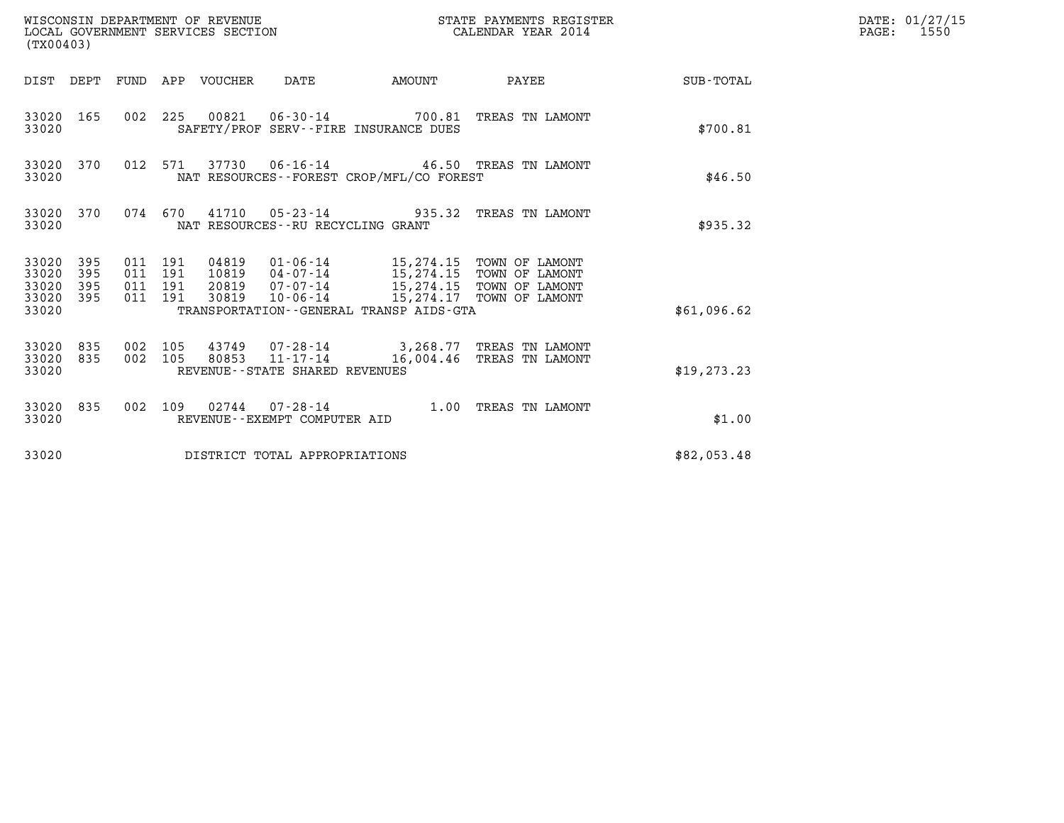WISCONSIN DEPARTMENT OF REVENUE
LOCAL GOVERNMENT SERVICES SECTION
(TX00403)

STATE PAYMENTS REGISTER
CALENDAR YEAR 2014

DATE: 01/27/15
PAGE: 1550

| DIST | DEPT | FUND | APP | VOUCHER | DATE | AMOUNT | PAYEE | SUB-TOTAL |
|---|---|---|---|---|---|---|---|---|
| 33020 | 165 | 002 | 225 | 00821 | 06-30-14 | 700.81 | TREAS TN LAMONT | |
| 33020 | | | | SAFETY/PROF SERV--FIRE INSURANCE DUES | | | | $700.81 |
| 33020 | 370 | 012 | 571 | 37730 | 06-16-14 | 46.50 | TREAS TN LAMONT | |
| 33020 | | | | NAT RESOURCES--FOREST CROP/MFL/CO FOREST | | | | $46.50 |
| 33020 | 370 | 074 | 670 | 41710 | 05-23-14 | 935.32 | TREAS TN LAMONT | |
| 33020 | | | | NAT RESOURCES--RU RECYCLING GRANT | | | | $935.32 |
| 33020 | 395 | 011 | 191 | 04819 | 01-06-14 | 15,274.15 | TOWN OF LAMONT | |
| 33020 | 395 | 011 | 191 | 10819 | 04-07-14 | 15,274.15 | TOWN OF LAMONT | |
| 33020 | 395 | 011 | 191 | 20819 | 07-07-14 | 15,274.15 | TOWN OF LAMONT | |
| 33020 | 395 | 011 | 191 | 30819 | 10-06-14 | 15,274.17 | TOWN OF LAMONT | |
| 33020 | | | | TRANSPORTATION--GENERAL TRANSP AIDS-GTA | | | | $61,096.62 |
| 33020 | 835 | 002 | 105 | 43749 | 07-28-14 | 3,268.77 | TREAS TN LAMONT | |
| 33020 | 835 | 002 | 105 | 80853 | 11-17-14 | 16,004.46 | TREAS TN LAMONT | |
| 33020 | | | | REVENUE--STATE SHARED REVENUES | | | | $19,273.23 |
| 33020 | 835 | 002 | 109 | 02744 | 07-28-14 | 1.00 | TREAS TN LAMONT | |
| 33020 | | | | REVENUE--EXEMPT COMPUTER AID | | | | $1.00 |
| 33020 | | | | DISTRICT TOTAL APPROPRIATIONS | | | | $82,053.48 |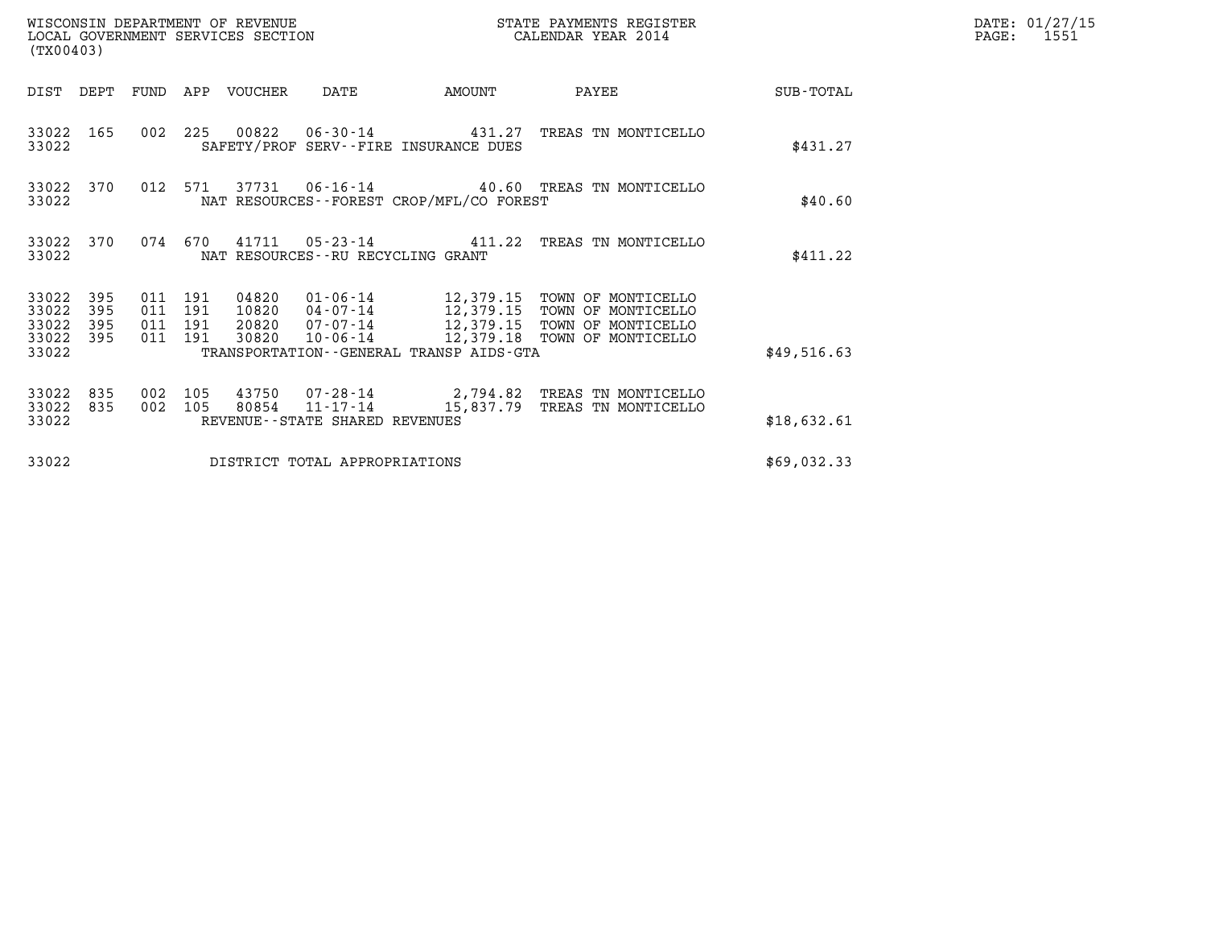WISCONSIN DEPARTMENT OF REVENUE
LOCAL GOVERNMENT SERVICES SECTION
(TX00403)

STATE PAYMENTS REGISTER
CALENDAR YEAR 2014

DATE: 01/27/15
PAGE: 1551

| DIST | DEPT | FUND | APP | VOUCHER | DATE | AMOUNT | PAYEE | SUB-TOTAL |
|---|---|---|---|---|---|---|---|---|
| 33022 | 165 | 002 | 225 | 00822 | 06-30-14 | 431.27 | TREAS TN MONTICELLO | |
| 33022 | | | | | SAFETY/PROF SERV--FIRE INSURANCE DUES | | | $431.27 |
| 33022 | 370 | 012 | 571 | 37731 | 06-16-14 | 40.60 | TREAS TN MONTICELLO | |
| 33022 | | | | | NAT RESOURCES--FOREST CROP/MFL/CO FOREST | | | $40.60 |
| 33022 | 370 | 074 | 670 | 41711 | 05-23-14 | 411.22 | TREAS TN MONTICELLO | |
| 33022 | | | | | NAT RESOURCES--RU RECYCLING GRANT | | | $411.22 |
| 33022 | 395 | 011 | 191 | 04820 | 01-06-14 | 12,379.15 | TOWN OF MONTICELLO | |
| 33022 | 395 | 011 | 191 | 10820 | 04-07-14 | 12,379.15 | TOWN OF MONTICELLO | |
| 33022 | 395 | 011 | 191 | 20820 | 07-07-14 | 12,379.15 | TOWN OF MONTICELLO | |
| 33022 | 395 | 011 | 191 | 30820 | 10-06-14 | 12,379.18 | TOWN OF MONTICELLO | |
| 33022 | | | | | TRANSPORTATION--GENERAL TRANSP AIDS-GTA | | | $49,516.63 |
| 33022 | 835 | 002 | 105 | 43750 | 07-28-14 | 2,794.82 | TREAS TN MONTICELLO | |
| 33022 | 835 | 002 | 105 | 80854 | 11-17-14 | 15,837.79 | TREAS TN MONTICELLO | |
| 33022 | | | | | REVENUE--STATE SHARED REVENUES | | | $18,632.61 |
| 33022 | | | | | DISTRICT TOTAL APPROPRIATIONS | | | $69,032.33 |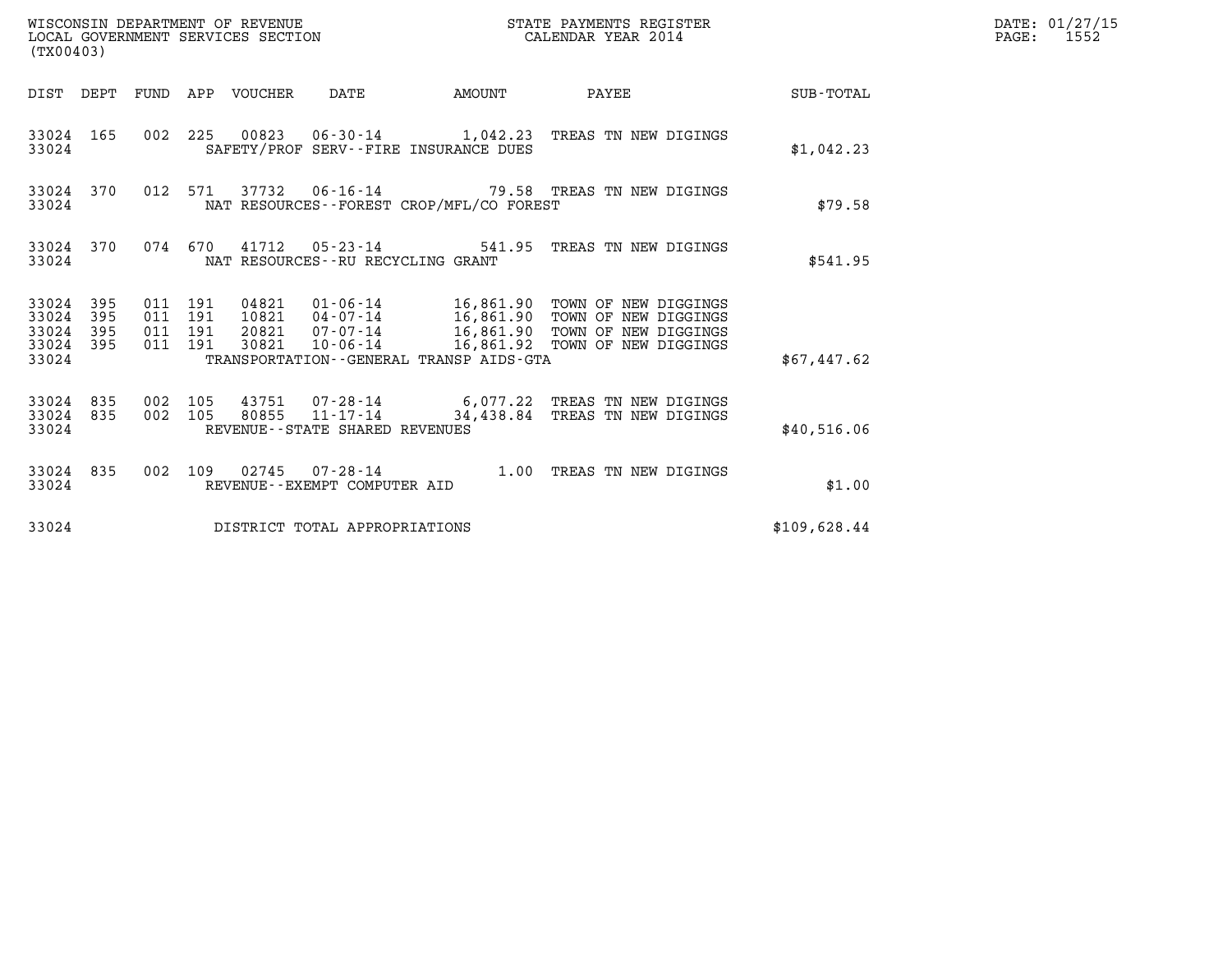WISCONSIN DEPARTMENT OF REVENUE
LOCAL GOVERNMENT SERVICES SECTION
(TX00403)

STATE PAYMENTS REGISTER
CALENDAR YEAR 2014

DATE: 01/27/15
PAGE: 1552

| DIST | DEPT | FUND | APP | VOUCHER | DATE | AMOUNT | PAYEE | SUB-TOTAL |
|---|---|---|---|---|---|---|---|---|
| 33024 | 165 | 002 | 225 | 00823 | 06-30-14 | 1,042.23 | TREAS TN NEW DIGINGS | |
| 33024 | | | | | SAFETY/PROF SERV--FIRE INSURANCE DUES | | | $1,042.23 |
| 33024 | 370 | 012 | 571 | 37732 | 06-16-14 | 79.58 | TREAS TN NEW DIGINGS | |
| 33024 | | | | | NAT RESOURCES--FOREST CROP/MFL/CO FOREST | | | $79.58 |
| 33024 | 370 | 074 | 670 | 41712 | 05-23-14 | 541.95 | TREAS TN NEW DIGINGS | |
| 33024 | | | | | NAT RESOURCES--RU RECYCLING GRANT | | | $541.95 |
| 33024 | 395 | 011 | 191 | 04821 | 01-06-14 | 16,861.90 | TOWN OF NEW DIGGINGS | |
| 33024 | 395 | 011 | 191 | 10821 | 04-07-14 | 16,861.90 | TOWN OF NEW DIGGINGS | |
| 33024 | 395 | 011 | 191 | 20821 | 07-07-14 | 16,861.90 | TOWN OF NEW DIGGINGS | |
| 33024 | 395 | 011 | 191 | 30821 | 10-06-14 | 16,861.92 | TOWN OF NEW DIGGINGS | |
| 33024 | | | | | TRANSPORTATION--GENERAL TRANSP AIDS-GTA | | | $67,447.62 |
| 33024 | 835 | 002 | 105 | 43751 | 07-28-14 | 6,077.22 | TREAS TN NEW DIGINGS | |
| 33024 | 835 | 002 | 105 | 80855 | 11-17-14 | 34,438.84 | TREAS TN NEW DIGINGS | |
| 33024 | | | | | REVENUE--STATE SHARED REVENUES | | | $40,516.06 |
| 33024 | 835 | 002 | 109 | 02745 | 07-28-14 | 1.00 | TREAS TN NEW DIGINGS | |
| 33024 | | | | | REVENUE--EXEMPT COMPUTER AID | | | $1.00 |
| 33024 | | | | | DISTRICT TOTAL APPROPRIATIONS | | | $109,628.44 |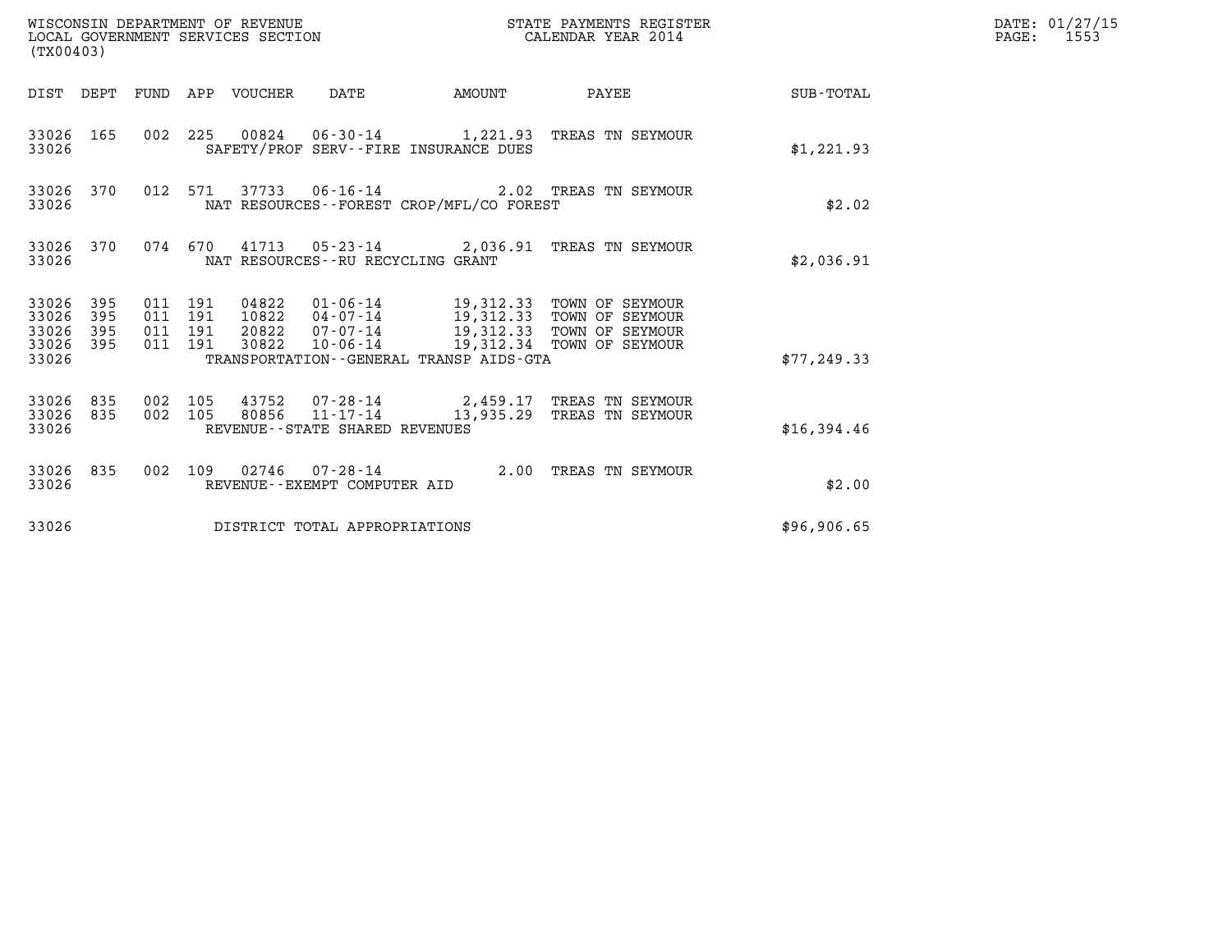WISCONSIN DEPARTMENT OF REVENUE
LOCAL GOVERNMENT SERVICES SECTION
(TX00403)

STATE PAYMENTS REGISTER
CALENDAR YEAR 2014

DATE: 01/27/15
PAGE: 1553

| DIST | DEPT | FUND | APP | VOUCHER | DATE | AMOUNT | PAYEE | SUB-TOTAL |
|---|---|---|---|---|---|---|---|---|
| 33026 | 165 | 002 | 225 | 00824 | 06-30-14 | 1,221.93 | TREAS TN SEYMOUR | |
| 33026 | | | | | SAFETY/PROF SERV--FIRE INSURANCE DUES | | | $1,221.93 |
| 33026 | 370 | 012 | 571 | 37733 | 06-16-14 | 2.02 | TREAS TN SEYMOUR | |
| 33026 | | | | | NAT RESOURCES--FOREST CROP/MFL/CO FOREST | | | $2.02 |
| 33026 | 370 | 074 | 670 | 41713 | 05-23-14 | 2,036.91 | TREAS TN SEYMOUR | |
| 33026 | | | | | NAT RESOURCES--RU RECYCLING GRANT | | | $2,036.91 |
| 33026 | 395 | 011 | 191 | 04822 | 01-06-14 | 19,312.33 | TOWN OF SEYMOUR | |
| 33026 | 395 | 011 | 191 | 10822 | 04-07-14 | 19,312.33 | TOWN OF SEYMOUR | |
| 33026 | 395 | 011 | 191 | 20822 | 07-07-14 | 19,312.33 | TOWN OF SEYMOUR | |
| 33026 | 395 | 011 | 191 | 30822 | 10-06-14 | 19,312.34 | TOWN OF SEYMOUR | |
| 33026 | | | | | TRANSPORTATION--GENERAL TRANSP AIDS-GTA | | | $77,249.33 |
| 33026 | 835 | 002 | 105 | 43752 | 07-28-14 | 2,459.17 | TREAS TN SEYMOUR | |
| 33026 | 835 | 002 | 105 | 80856 | 11-17-14 | 13,935.29 | TREAS TN SEYMOUR | |
| 33026 | | | | | REVENUE--STATE SHARED REVENUES | | | $16,394.46 |
| 33026 | 835 | 002 | 109 | 02746 | 07-28-14 | 2.00 | TREAS TN SEYMOUR | |
| 33026 | | | | | REVENUE--EXEMPT COMPUTER AID | | | $2.00 |
| 33026 | | | | | DISTRICT TOTAL APPROPRIATIONS | | | $96,906.65 |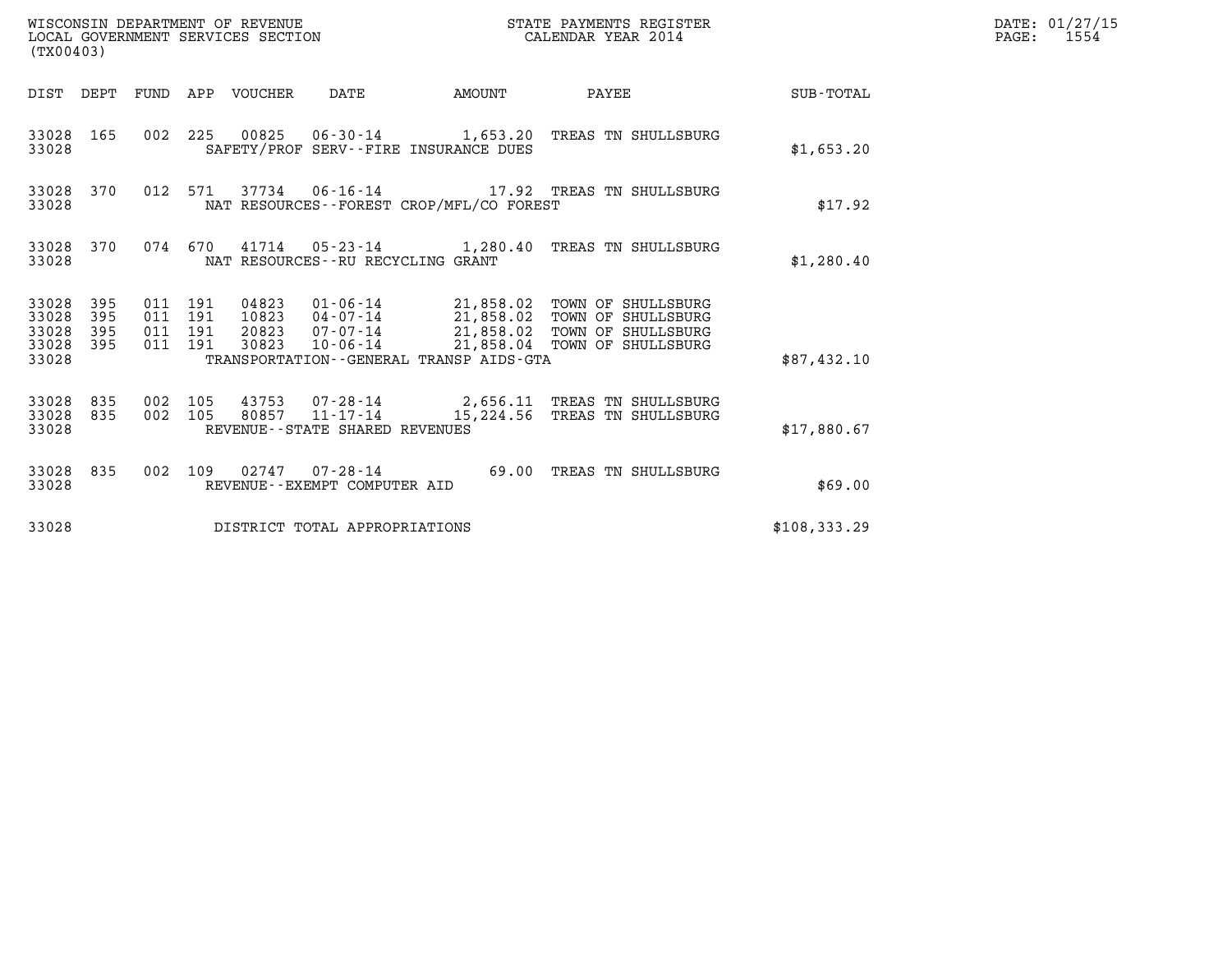WISCONSIN DEPARTMENT OF REVENUE
LOCAL GOVERNMENT SERVICES SECTION
(TX00403)

STATE PAYMENTS REGISTER
CALENDAR YEAR 2014

DATE: 01/27/15
PAGE: 1554

| DIST | DEPT | FUND | APP | VOUCHER | DATE | AMOUNT | PAYEE | SUB-TOTAL |
|---|---|---|---|---|---|---|---|---|
| 33028 | 165 | 002 | 225 | 00825 | 06-30-14 | 1,653.20 | TREAS TN SHULLSBURG | |
| 33028 | | | | SAFETY/PROF SERV--FIRE INSURANCE DUES | | | | $1,653.20 |
| 33028 | 370 | 012 | 571 | 37734 | 06-16-14 | 17.92 | TREAS TN SHULLSBURG | |
| 33028 | | | | NAT RESOURCES--FOREST CROP/MFL/CO FOREST | | | | $17.92 |
| 33028 | 370 | 074 | 670 | 41714 | 05-23-14 | 1,280.40 | TREAS TN SHULLSBURG | |
| 33028 | | | | NAT RESOURCES--RU RECYCLING GRANT | | | | $1,280.40 |
| 33028 | 395 | 011 | 191 | 04823 | 01-06-14 | 21,858.02 | TOWN OF SHULLSBURG | |
| 33028 | 395 | 011 | 191 | 10823 | 04-07-14 | 21,858.02 | TOWN OF SHULLSBURG | |
| 33028 | 395 | 011 | 191 | 20823 | 07-07-14 | 21,858.02 | TOWN OF SHULLSBURG | |
| 33028 | 395 | 011 | 191 | 30823 | 10-06-14 | 21,858.04 | TOWN OF SHULLSBURG | |
| 33028 | | | | TRANSPORTATION--GENERAL TRANSP AIDS-GTA | | | | $87,432.10 |
| 33028 | 835 | 002 | 105 | 43753 | 07-28-14 | 2,656.11 | TREAS TN SHULLSBURG | |
| 33028 | 835 | 002 | 105 | 80857 | 11-17-14 | 15,224.56 | TREAS TN SHULLSBURG | |
| 33028 | | | | REVENUE--STATE SHARED REVENUES | | | | $17,880.67 |
| 33028 | 835 | 002 | 109 | 02747 | 07-28-14 | 69.00 | TREAS TN SHULLSBURG | |
| 33028 | | | | REVENUE--EXEMPT COMPUTER AID | | | | $69.00 |
| 33028 | | | | DISTRICT TOTAL APPROPRIATIONS | | | | $108,333.29 |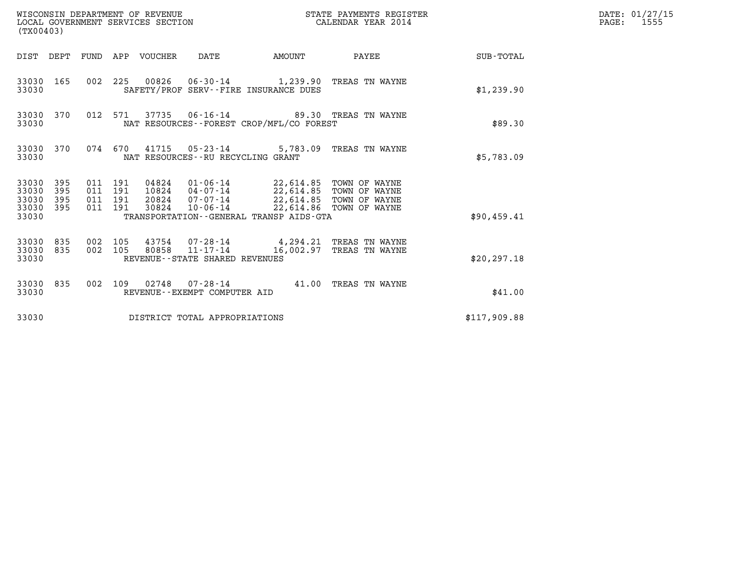WISCONSIN DEPARTMENT OF REVENUE
LOCAL GOVERNMENT SERVICES SECTION
(TX00403)

STATE PAYMENTS REGISTER
CALENDAR YEAR 2014

DATE: 01/27/15
PAGE: 1555

| DIST | DEPT | FUND | APP | VOUCHER | DATE | AMOUNT | PAYEE | SUB-TOTAL |
|---|---|---|---|---|---|---|---|---|
| 33030 | 165 | 002 | 225 | 00826 | 06-30-14 | 1,239.90 | TREAS TN WAYNE | |
| 33030 | | | | SAFETY/PROF SERV--FIRE INSURANCE DUES | | | | $1,239.90 |
| 33030 | 370 | 012 | 571 | 37735 | 06-16-14 | 89.30 | TREAS TN WAYNE | |
| 33030 | | | | NAT RESOURCES--FOREST CROP/MFL/CO FOREST | | | | $89.30 |
| 33030 | 370 | 074 | 670 | 41715 | 05-23-14 | 5,783.09 | TREAS TN WAYNE | |
| 33030 | | | | NAT RESOURCES--RU RECYCLING GRANT | | | | $5,783.09 |
| 33030 | 395 | 011 | 191 | 04824 | 01-06-14 | 22,614.85 | TOWN OF WAYNE | |
| 33030 | 395 | 011 | 191 | 10824 | 04-07-14 | 22,614.85 | TOWN OF WAYNE | |
| 33030 | 395 | 011 | 191 | 20824 | 07-07-14 | 22,614.85 | TOWN OF WAYNE | |
| 33030 | 395 | 011 | 191 | 30824 | 10-06-14 | 22,614.86 | TOWN OF WAYNE | |
| 33030 | | | | TRANSPORTATION--GENERAL TRANSP AIDS-GTA | | | | $90,459.41 |
| 33030 | 835 | 002 | 105 | 43754 | 07-28-14 | 4,294.21 | TREAS TN WAYNE | |
| 33030 | 835 | 002 | 105 | 80858 | 11-17-14 | 16,002.97 | TREAS TN WAYNE | |
| 33030 | | | | REVENUE--STATE SHARED REVENUES | | | | $20,297.18 |
| 33030 | 835 | 002 | 109 | 02748 | 07-28-14 | 41.00 | TREAS TN WAYNE | |
| 33030 | | | | REVENUE--EXEMPT COMPUTER AID | | | | $41.00 |
| 33030 | | | | DISTRICT TOTAL APPROPRIATIONS | | | | $117,909.88 |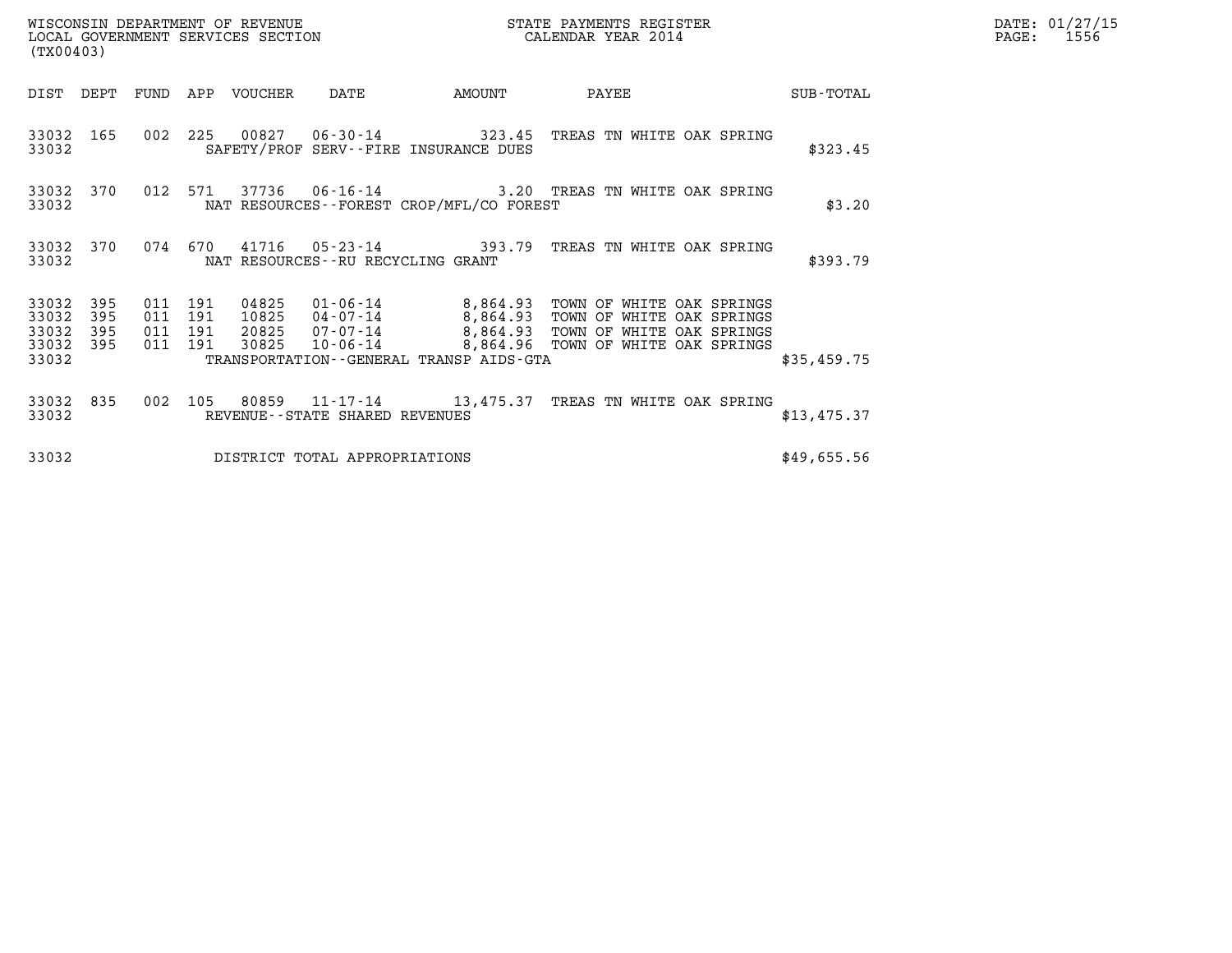WISCONSIN DEPARTMENT OF REVENUE
LOCAL GOVERNMENT SERVICES SECTION
(TX00403)

STATE PAYMENTS REGISTER
CALENDAR YEAR 2014

DATE: 01/27/15
PAGE: 1556

| DIST | DEPT | FUND | APP | VOUCHER | DATE | AMOUNT | PAYEE | SUB-TOTAL |
|---|---|---|---|---|---|---|---|---|
| 33032 | 165 | 002 | 225 | 00827 | 06-30-14 | 323.45 | TREAS TN WHITE OAK SPRING | |
| 33032 | | | | | SAFETY/PROF SERV--FIRE INSURANCE DUES | | | $323.45 |
| 33032 | 370 | 012 | 571 | 37736 | 06-16-14 | 3.20 | TREAS TN WHITE OAK SPRING | |
| 33032 | | | | | NAT RESOURCES--FOREST CROP/MFL/CO FOREST | | | $3.20 |
| 33032 | 370 | 074 | 670 | 41716 | 05-23-14 | 393.79 | TREAS TN WHITE OAK SPRING | |
| 33032 | | | | | NAT RESOURCES--RU RECYCLING GRANT | | | $393.79 |
| 33032 | 395 | 011 | 191 | 04825 | 01-06-14 | 8,864.93 | TOWN OF WHITE OAK SPRINGS | |
| 33032 | 395 | 011 | 191 | 10825 | 04-07-14 | 8,864.93 | TOWN OF WHITE OAK SPRINGS | |
| 33032 | 395 | 011 | 191 | 20825 | 07-07-14 | 8,864.93 | TOWN OF WHITE OAK SPRINGS | |
| 33032 | 395 | 011 | 191 | 30825 | 10-06-14 | 8,864.96 | TOWN OF WHITE OAK SPRINGS | |
| 33032 | | | | | TRANSPORTATION--GENERAL TRANSP AIDS-GTA | | | $35,459.75 |
| 33032 | 835 | 002 | 105 | 80859 | 11-17-14 | 13,475.37 | TREAS TN WHITE OAK SPRING | |
| 33032 | | | | | REVENUE--STATE SHARED REVENUES | | | $13,475.37 |
| 33032 | | | | | DISTRICT TOTAL APPROPRIATIONS | | | $49,655.56 |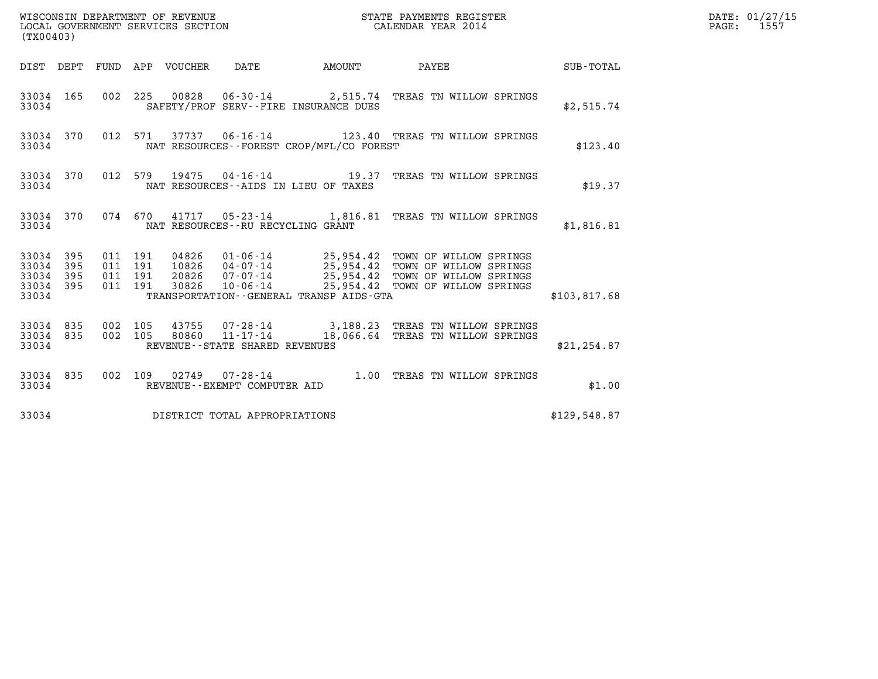WISCONSIN DEPARTMENT OF REVENUE
LOCAL GOVERNMENT SERVICES SECTION
(TX00403)

STATE PAYMENTS REGISTER
CALENDAR YEAR 2014

DATE: 01/27/15
PAGE: 1557

| DIST | DEPT | FUND | APP | VOUCHER | DATE | AMOUNT | PAYEE | SUB-TOTAL |
|---|---|---|---|---|---|---|---|---|
| 33034 | 165 | 002 | 225 | 00828 | 06-30-14 | 2,515.74 | TREAS TN WILLOW SPRINGS | |
| 33034 | | | | | SAFETY/PROF SERV--FIRE INSURANCE DUES | | | $2,515.74 |
| 33034 | 370 | 012 | 571 | 37737 | 06-16-14 | 123.40 | TREAS TN WILLOW SPRINGS | |
| 33034 | | | | | NAT RESOURCES--FOREST CROP/MFL/CO FOREST | | | $123.40 |
| 33034 | 370 | 012 | 579 | 19475 | 04-16-14 | 19.37 | TREAS TN WILLOW SPRINGS | |
| 33034 | | | | | NAT RESOURCES--AIDS IN LIEU OF TAXES | | | $19.37 |
| 33034 | 370 | 074 | 670 | 41717 | 05-23-14 | 1,816.81 | TREAS TN WILLOW SPRINGS | |
| 33034 | | | | | NAT RESOURCES--RU RECYCLING GRANT | | | $1,816.81 |
| 33034 | 395 | 011 | 191 | 04826 | 01-06-14 | 25,954.42 | TOWN OF WILLOW SPRINGS | |
| 33034 | 395 | 011 | 191 | 10826 | 04-07-14 | 25,954.42 | TOWN OF WILLOW SPRINGS | |
| 33034 | 395 | 011 | 191 | 20826 | 07-07-14 | 25,954.42 | TOWN OF WILLOW SPRINGS | |
| 33034 | 395 | 011 | 191 | 30826 | 10-06-14 | 25,954.42 | TOWN OF WILLOW SPRINGS | |
| 33034 | | | | | TRANSPORTATION--GENERAL TRANSP AIDS-GTA | | | $103,817.68 |
| 33034 | 835 | 002 | 105 | 43755 | 07-28-14 | 3,188.23 | TREAS TN WILLOW SPRINGS | |
| 33034 | 835 | 002 | 105 | 80860 | 11-17-14 | 18,066.64 | TREAS TN WILLOW SPRINGS | |
| 33034 | | | | | REVENUE--STATE SHARED REVENUES | | | $21,254.87 |
| 33034 | 835 | 002 | 109 | 02749 | 07-28-14 | 1.00 | TREAS TN WILLOW SPRINGS | |
| 33034 | | | | | REVENUE--EXEMPT COMPUTER AID | | | $1.00 |
| 33034 | | | | | DISTRICT TOTAL APPROPRIATIONS | | | $129,548.87 |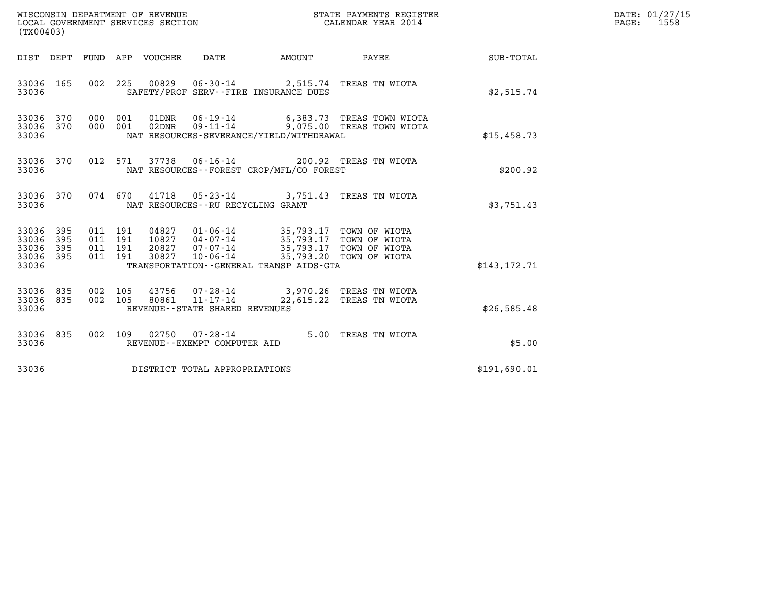WISCONSIN DEPARTMENT OF REVENUE
LOCAL GOVERNMENT SERVICES SECTION
(TX00403)

STATE PAYMENTS REGISTER
CALENDAR YEAR 2014

DATE: 01/27/15
PAGE: 1558

| DIST | DEPT | FUND | APP | VOUCHER | DATE | AMOUNT | PAYEE | SUB-TOTAL |
|---|---|---|---|---|---|---|---|---|
| 33036 | 165 | 002 | 225 | 00829 | 06-30-14 | 2,515.74 | TREAS TN WIOTA | |
| 33036 | | | | SAFETY/PROF SERV--FIRE INSURANCE DUES | | | | $2,515.74 |
| 33036 | 370 | 000 | 001 | 01DNR | 06-19-14 | 6,383.73 | TREAS TOWN WIOTA | |
| 33036 | 370 | 000 | 001 | 02DNR | 09-11-14 | 9,075.00 | TREAS TOWN WIOTA | |
| 33036 | | | | NAT RESOURCES-SEVERANCE/YIELD/WITHDRAWAL | | | | $15,458.73 |
| 33036 | 370 | 012 | 571 | 37738 | 06-16-14 | 200.92 | TREAS TN WIOTA | |
| 33036 | | | | NAT RESOURCES--FOREST CROP/MFL/CO FOREST | | | | $200.92 |
| 33036 | 370 | 074 | 670 | 41718 | 05-23-14 | 3,751.43 | TREAS TN WIOTA | |
| 33036 | | | | NAT RESOURCES--RU RECYCLING GRANT | | | | $3,751.43 |
| 33036 | 395 | 011 | 191 | 04827 | 01-06-14 | 35,793.17 | TOWN OF WIOTA | |
| 33036 | 395 | 011 | 191 | 10827 | 04-07-14 | 35,793.17 | TOWN OF WIOTA | |
| 33036 | 395 | 011 | 191 | 20827 | 07-07-14 | 35,793.17 | TOWN OF WIOTA | |
| 33036 | 395 | 011 | 191 | 30827 | 10-06-14 | 35,793.20 | TOWN OF WIOTA | |
| 33036 | | | | TRANSPORTATION--GENERAL TRANSP AIDS-GTA | | | | $143,172.71 |
| 33036 | 835 | 002 | 105 | 43756 | 07-28-14 | 3,970.26 | TREAS TN WIOTA | |
| 33036 | 835 | 002 | 105 | 80861 | 11-17-14 | 22,615.22 | TREAS TN WIOTA | |
| 33036 | | | | REVENUE--STATE SHARED REVENUES | | | | $26,585.48 |
| 33036 | 835 | 002 | 109 | 02750 | 07-28-14 | 5.00 | TREAS TN WIOTA | |
| 33036 | | | | REVENUE--EXEMPT COMPUTER AID | | | | $5.00 |
| 33036 | | | | DISTRICT TOTAL APPROPRIATIONS | | | | $191,690.01 |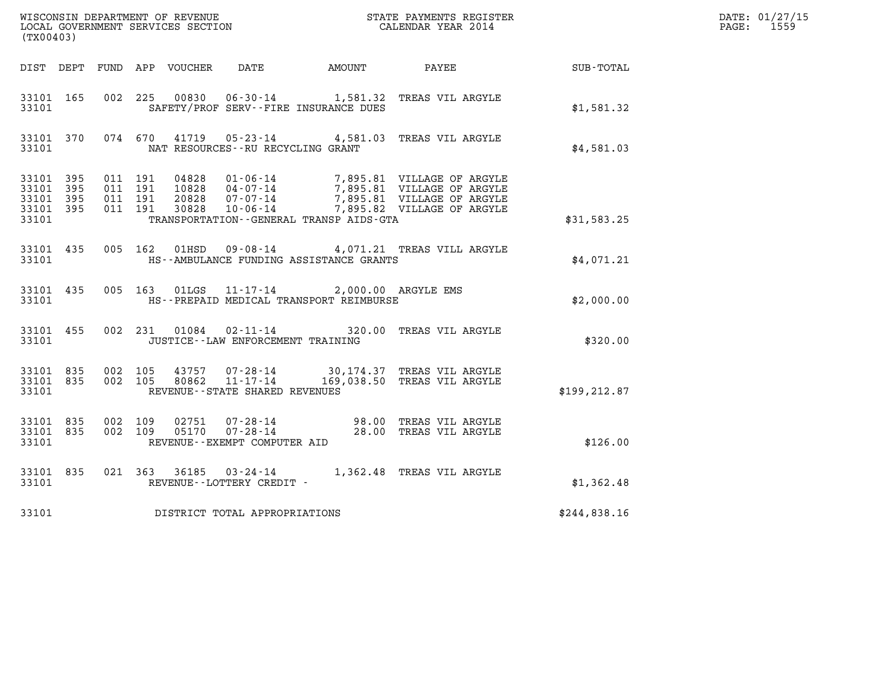WISCONSIN DEPARTMENT OF REVENUE
LOCAL GOVERNMENT SERVICES SECTION
(TX00403)

STATE PAYMENTS REGISTER
CALENDAR YEAR 2014

DATE: 01/27/15

| DIST | DEPT | FUND | APP | VOUCHER | DATE | AMOUNT | PAYEE | SUB-TOTAL |
|---|---|---|---|---|---|---|---|---|
| 33101 | 165 | 002 | 225 | 00830 | 06-30-14 | 1,581.32 | TREAS VIL ARGYLE | |
| 33101 | | | | SAFETY/PROF SERV--FIRE INSURANCE DUES | | | | $1,581.32 |
| 33101 | 370 | 074 | 670 | 41719 | 05-23-14 | 4,581.03 | TREAS VIL ARGYLE | |
| 33101 | | | | NAT RESOURCES--RU RECYCLING GRANT | | | | $4,581.03 |
| 33101 | 395 | 011 | 191 | 04828 | 01-06-14 | 7,895.81 | VILLAGE OF ARGYLE | |
| 33101 | 395 | 011 | 191 | 10828 | 04-07-14 | 7,895.81 | VILLAGE OF ARGYLE | |
| 33101 | 395 | 011 | 191 | 20828 | 07-07-14 | 7,895.81 | VILLAGE OF ARGYLE | |
| 33101 | 395 | 011 | 191 | 30828 | 10-06-14 | 7,895.82 | VILLAGE OF ARGYLE | |
| 33101 | | | | TRANSPORTATION--GENERAL TRANSP AIDS-GTA | | | | $31,583.25 |
| 33101 | 435 | 005 | 162 | 01HSD | 09-08-14 | 4,071.21 | TREAS VILL ARGYLE | |
| 33101 | | | | HS--AMBULANCE FUNDING ASSISTANCE GRANTS | | | | $4,071.21 |
| 33101 | 435 | 005 | 163 | 01LGS | 11-17-14 | 2,000.00 | ARGYLE EMS | |
| 33101 | | | | HS--PREPAID MEDICAL TRANSPORT REIMBURSE | | | | $2,000.00 |
| 33101 | 455 | 002 | 231 | 01084 | 02-11-14 | 320.00 | TREAS VIL ARGYLE | |
| 33101 | | | | JUSTICE--LAW ENFORCEMENT TRAINING | | | | $320.00 |
| 33101 | 835 | 002 | 105 | 43757 | 07-28-14 | 30,174.37 | TREAS VIL ARGYLE | |
| 33101 | 835 | 002 | 105 | 80862 | 11-17-14 | 169,038.50 | TREAS VIL ARGYLE | |
| 33101 | | | | REVENUE--STATE SHARED REVENUES | | | | $199,212.87 |
| 33101 | 835 | 002 | 109 | 02751 | 07-28-14 | 98.00 | TREAS VIL ARGYLE | |
| 33101 | 835 | 002 | 109 | 05170 | 07-28-14 | 28.00 | TREAS VIL ARGYLE | |
| 33101 | | | | REVENUE--EXEMPT COMPUTER AID | | | | $126.00 |
| 33101 | 835 | 021 | 363 | 36185 | 03-24-14 | 1,362.48 | TREAS VIL ARGYLE | |
| 33101 | | | | REVENUE--LOTTERY CREDIT - | | | | $1,362.48 |
| 33101 | | | | DISTRICT TOTAL APPROPRIATIONS | | | | $244,838.16 |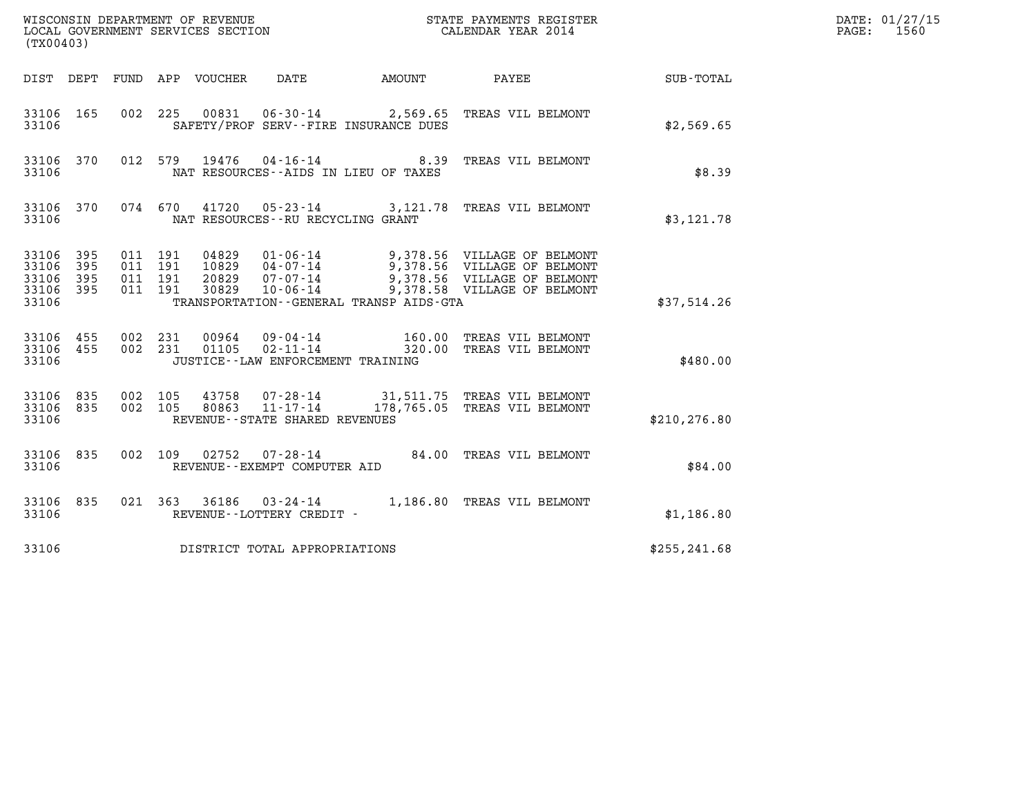WISCONSIN DEPARTMENT OF REVENUE
LOCAL GOVERNMENT SERVICES SECTION
(TX00403)

STATE PAYMENTS REGISTER
CALENDAR YEAR 2014

DATE: 01/27/15
PAGE: 1560

| DIST | DEPT | FUND | APP | VOUCHER | DATE | AMOUNT | PAYEE | SUB-TOTAL |
|---|---|---|---|---|---|---|---|---|
| 33106 | 165 | 002 | 225 | 00831 | 06-30-14 | 2,569.65 | TREAS VIL BELMONT | |
| 33106 | | | | | SAFETY/PROF SERV--FIRE INSURANCE DUES | | | $2,569.65 |
| 33106 | 370 | 012 | 579 | 19476 | 04-16-14 | 8.39 | TREAS VIL BELMONT | |
| 33106 | | | | | NAT RESOURCES--AIDS IN LIEU OF TAXES | | | $8.39 |
| 33106 | 370 | 074 | 670 | 41720 | 05-23-14 | 3,121.78 | TREAS VIL BELMONT | |
| 33106 | | | | | NAT RESOURCES--RU RECYCLING GRANT | | | $3,121.78 |
| 33106 | 395 | 011 | 191 | 04829 | 01-06-14 | 9,378.56 | VILLAGE OF BELMONT | |
| 33106 | 395 | 011 | 191 | 10829 | 04-07-14 | 9,378.56 | VILLAGE OF BELMONT | |
| 33106 | 395 | 011 | 191 | 20829 | 07-07-14 | 9,378.56 | VILLAGE OF BELMONT | |
| 33106 | 395 | 011 | 191 | 30829 | 10-06-14 | 9,378.58 | VILLAGE OF BELMONT | |
| 33106 | | | | | TRANSPORTATION--GENERAL TRANSP AIDS-GTA | | | $37,514.26 |
| 33106 | 455 | 002 | 231 | 00964 | 09-04-14 | 160.00 | TREAS VIL BELMONT | |
| 33106 | 455 | 002 | 231 | 01105 | 02-11-14 | 320.00 | TREAS VIL BELMONT | |
| 33106 | | | | | JUSTICE--LAW ENFORCEMENT TRAINING | | | $480.00 |
| 33106 | 835 | 002 | 105 | 43758 | 07-28-14 | 31,511.75 | TREAS VIL BELMONT | |
| 33106 | 835 | 002 | 105 | 80863 | 11-17-14 | 178,765.05 | TREAS VIL BELMONT | |
| 33106 | | | | | REVENUE--STATE SHARED REVENUES | | | $210,276.80 |
| 33106 | 835 | 002 | 109 | 02752 | 07-28-14 | 84.00 | TREAS VIL BELMONT | |
| 33106 | | | | | REVENUE--EXEMPT COMPUTER AID | | | $84.00 |
| 33106 | 835 | 021 | 363 | 36186 | 03-24-14 | 1,186.80 | TREAS VIL BELMONT | |
| 33106 | | | | | REVENUE--LOTTERY CREDIT - | | | $1,186.80 |
| 33106 | | | | | DISTRICT TOTAL APPROPRIATIONS | | | $255,241.68 |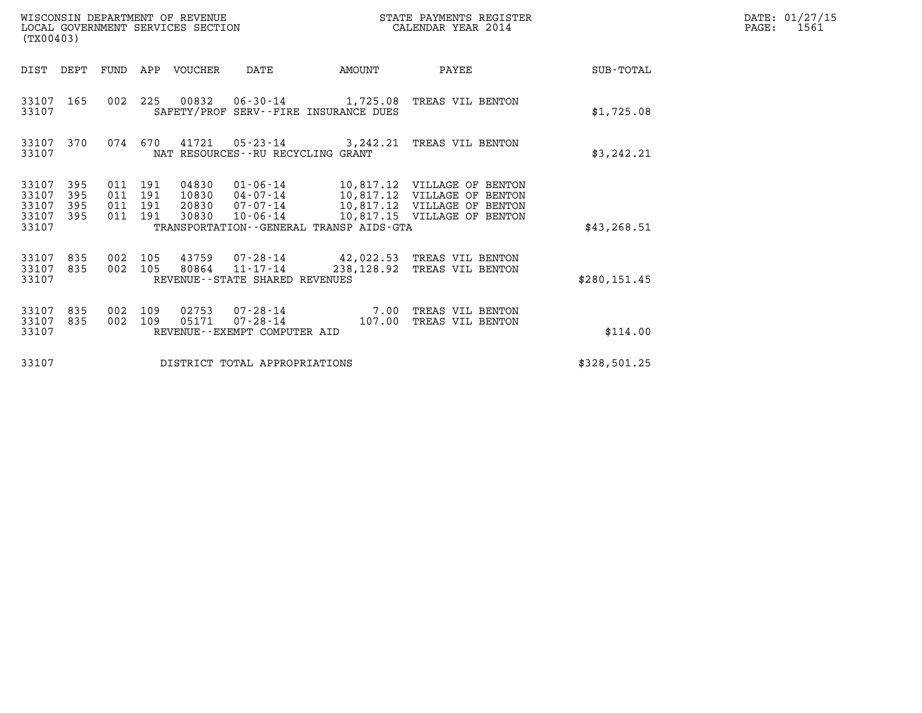WISCONSIN DEPARTMENT OF REVENUE
LOCAL GOVERNMENT SERVICES SECTION
(TX00403)

STATE PAYMENTS REGISTER
CALENDAR YEAR 2014

DATE: 01/27/15
PAGE: 1561

| DIST | DEPT | FUND | APP | VOUCHER | DATE | AMOUNT | PAYEE | SUB-TOTAL |
|---|---|---|---|---|---|---|---|---|
| 33107 | 165 | 002 | 225 | 00832 | 06-30-14 | 1,725.08 | TREAS VIL BENTON | |
| 33107 | | | | SAFETY/PROF SERV--FIRE INSURANCE DUES | | | | $1,725.08 |
| 33107 | 370 | 074 | 670 | 41721 | 05-23-14 | 3,242.21 | TREAS VIL BENTON | |
| 33107 | | | | NAT RESOURCES--RU RECYCLING GRANT | | | | $3,242.21 |
| 33107 | 395 | 011 | 191 | 04830 | 01-06-14 | 10,817.12 | VILLAGE OF BENTON | |
| 33107 | 395 | 011 | 191 | 10830 | 04-07-14 | 10,817.12 | VILLAGE OF BENTON | |
| 33107 | 395 | 011 | 191 | 20830 | 07-07-14 | 10,817.12 | VILLAGE OF BENTON | |
| 33107 | 395 | 011 | 191 | 30830 | 10-06-14 | 10,817.15 | VILLAGE OF BENTON | |
| 33107 | | | | TRANSPORTATION--GENERAL TRANSP AIDS-GTA | | | | $43,268.51 |
| 33107 | 835 | 002 | 105 | 43759 | 07-28-14 | 42,022.53 | TREAS VIL BENTON | |
| 33107 | 835 | 002 | 105 | 80864 | 11-17-14 | 238,128.92 | TREAS VIL BENTON | |
| 33107 | | | | REVENUE--STATE SHARED REVENUES | | | | $280,151.45 |
| 33107 | 835 | 002 | 109 | 02753 | 07-28-14 | 7.00 | TREAS VIL BENTON | |
| 33107 | 835 | 002 | 109 | 05171 | 07-28-14 | 107.00 | TREAS VIL BENTON | |
| 33107 | | | | REVENUE--EXEMPT COMPUTER AID | | | | $114.00 |
| 33107 | | | | DISTRICT TOTAL APPROPRIATIONS | | | | $328,501.25 |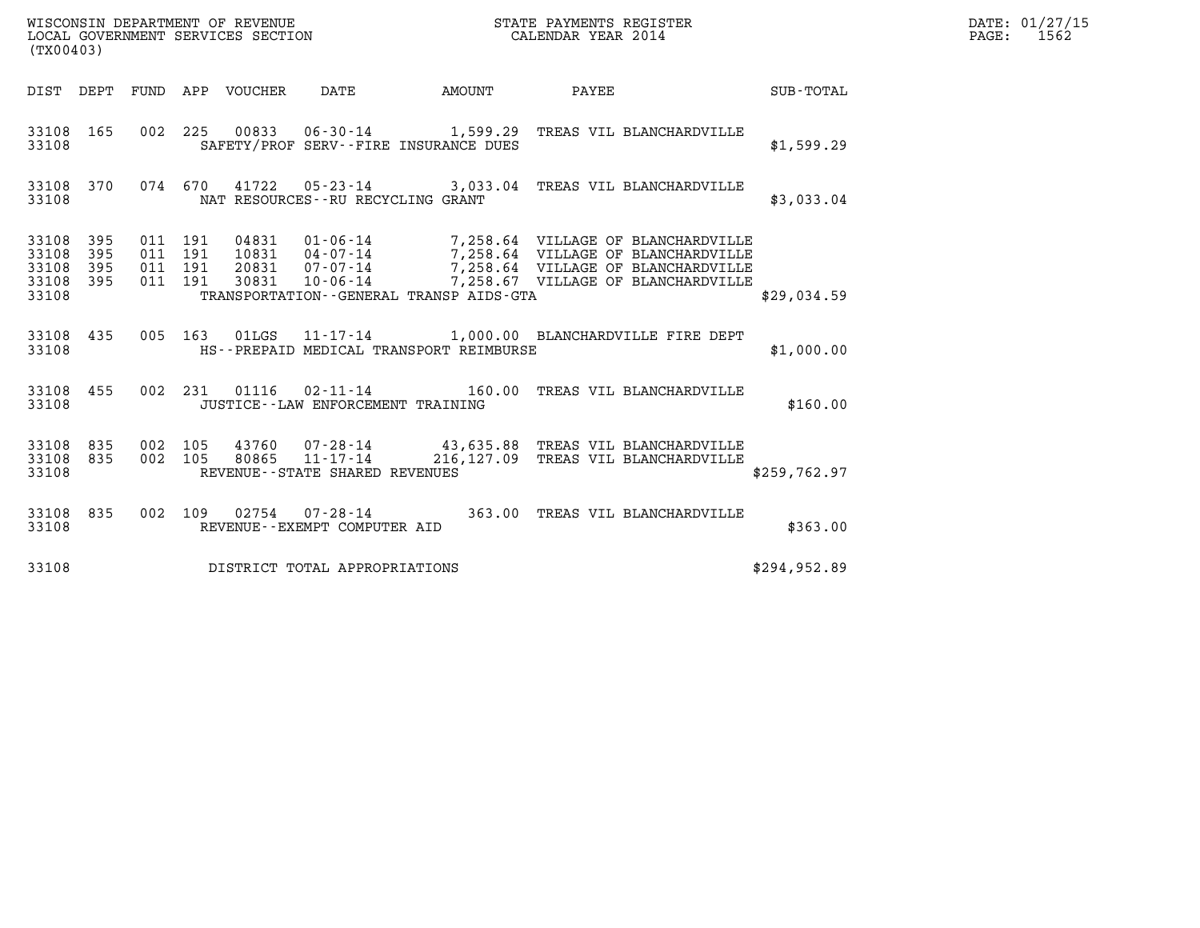WISCONSIN DEPARTMENT OF REVENUE
LOCAL GOVERNMENT SERVICES SECTION
(TX00403)

STATE PAYMENTS REGISTER
CALENDAR YEAR 2014

DATE: 01/27/15

| DIST | DEPT | FUND | APP | VOUCHER | DATE | AMOUNT | PAYEE | SUB-TOTAL |
|---|---|---|---|---|---|---|---|---|
| 33108 | 165 | 002 | 225 | 00833 | 06-30-14 | 1,599.29 | TREAS VIL BLANCHARDVILLE | |
| 33108 | | | | | SAFETY/PROF SERV--FIRE INSURANCE DUES | | | $1,599.29 |
| 33108 | 370 | 074 | 670 | 41722 | 05-23-14 | 3,033.04 | TREAS VIL BLANCHARDVILLE | |
| 33108 | | | | | NAT RESOURCES--RU RECYCLING GRANT | | | $3,033.04 |
| 33108 | 395 | 011 | 191 | 04831 | 01-06-14 | 7,258.64 | VILLAGE OF BLANCHARDVILLE | |
| 33108 | 395 | 011 | 191 | 10831 | 04-07-14 | 7,258.64 | VILLAGE OF BLANCHARDVILLE | |
| 33108 | 395 | 011 | 191 | 20831 | 07-07-14 | 7,258.64 | VILLAGE OF BLANCHARDVILLE | |
| 33108 | 395 | 011 | 191 | 30831 | 10-06-14 | 7,258.67 | VILLAGE OF BLANCHARDVILLE | |
| 33108 | | | | | TRANSPORTATION--GENERAL TRANSP AIDS-GTA | | | $29,034.59 |
| 33108 | 435 | 005 | 163 | 01LGS | 11-17-14 | 1,000.00 | BLANCHARDVILLE FIRE DEPT | |
| 33108 | | | | | HS--PREPAID MEDICAL TRANSPORT REIMBURSE | | | $1,000.00 |
| 33108 | 455 | 002 | 231 | 01116 | 02-11-14 | 160.00 | TREAS VIL BLANCHARDVILLE | |
| 33108 | | | | | JUSTICE--LAW ENFORCEMENT TRAINING | | | $160.00 |
| 33108 | 835 | 002 | 105 | 43760 | 07-28-14 | 43,635.88 | TREAS VIL BLANCHARDVILLE | |
| 33108 | 835 | 002 | 105 | 80865 | 11-17-14 | 216,127.09 | TREAS VIL BLANCHARDVILLE | |
| 33108 | | | | | REVENUE--STATE SHARED REVENUES | | | $259,762.97 |
| 33108 | 835 | 002 | 109 | 02754 | 07-28-14 | 363.00 | TREAS VIL BLANCHARDVILLE | |
| 33108 | | | | | REVENUE--EXEMPT COMPUTER AID | | | $363.00 |
| 33108 | | | | | DISTRICT TOTAL APPROPRIATIONS | | | $294,952.89 |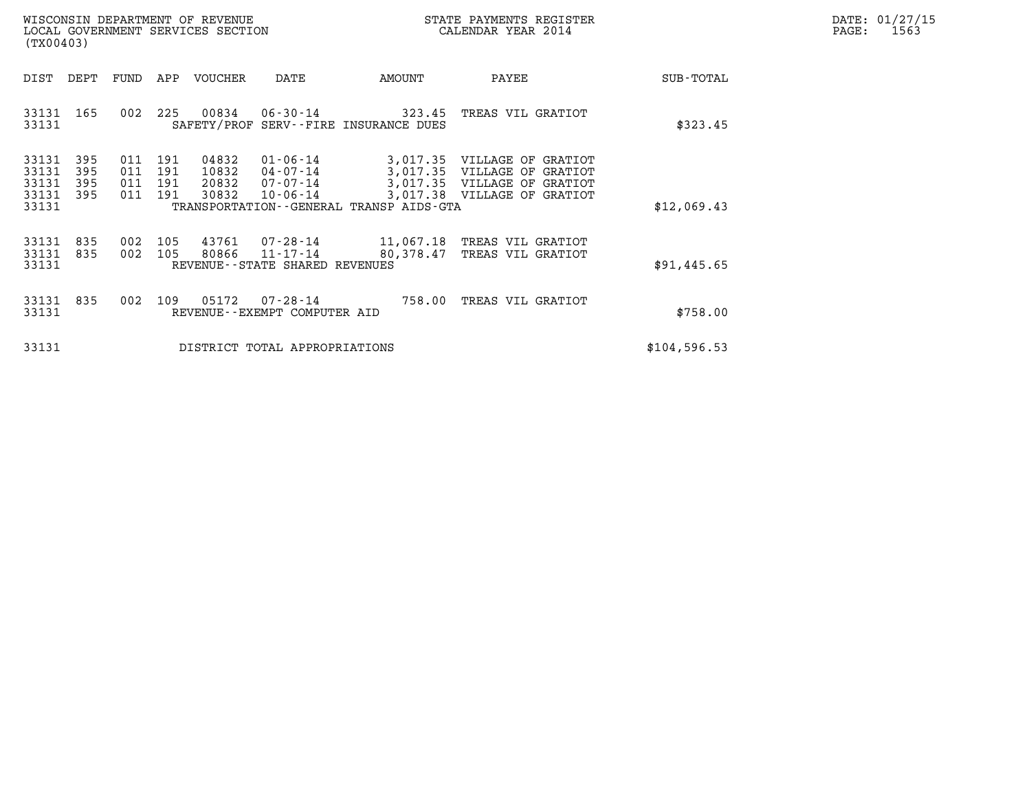WISCONSIN DEPARTMENT OF REVENUE
LOCAL GOVERNMENT SERVICES SECTION
(TX00403)

STATE PAYMENTS REGISTER
CALENDAR YEAR 2014

DATE: 01/27/15
PAGE: 1563

| DIST | DEPT | FUND | APP | VOUCHER | DATE | AMOUNT | PAYEE | SUB-TOTAL |
|---|---|---|---|---|---|---|---|---|
| 33131 | 165 | 002 | 225 | 00834 | 06-30-14 | 323.45 | TREAS VIL GRATIOT | |
| 33131 | | | | SAFETY/PROF SERV--FIRE INSURANCE DUES | | | | $323.45 |
| 33131 | 395 | 011 | 191 | 04832 | 01-06-14 | 3,017.35 | VILLAGE OF GRATIOT | |
| 33131 | 395 | 011 | 191 | 10832 | 04-07-14 | 3,017.35 | VILLAGE OF GRATIOT | |
| 33131 | 395 | 011 | 191 | 20832 | 07-07-14 | 3,017.35 | VILLAGE OF GRATIOT | |
| 33131 | 395 | 011 | 191 | 30832 | 10-06-14 | 3,017.38 | VILLAGE OF GRATIOT | |
| 33131 | | | | TRANSPORTATION--GENERAL TRANSP AIDS-GTA | | | | $12,069.43 |
| 33131 | 835 | 002 | 105 | 43761 | 07-28-14 | 11,067.18 | TREAS VIL GRATIOT | |
| 33131 | 835 | 002 | 105 | 80866 | 11-17-14 | 80,378.47 | TREAS VIL GRATIOT | |
| 33131 | | | | REVENUE--STATE SHARED REVENUES | | | | $91,445.65 |
| 33131 | 835 | 002 | 109 | 05172 | 07-28-14 | 758.00 | TREAS VIL GRATIOT | |
| 33131 | | | | REVENUE--EXEMPT COMPUTER AID | | | | $758.00 |
| 33131 | | | | DISTRICT TOTAL APPROPRIATIONS | | | | $104,596.53 |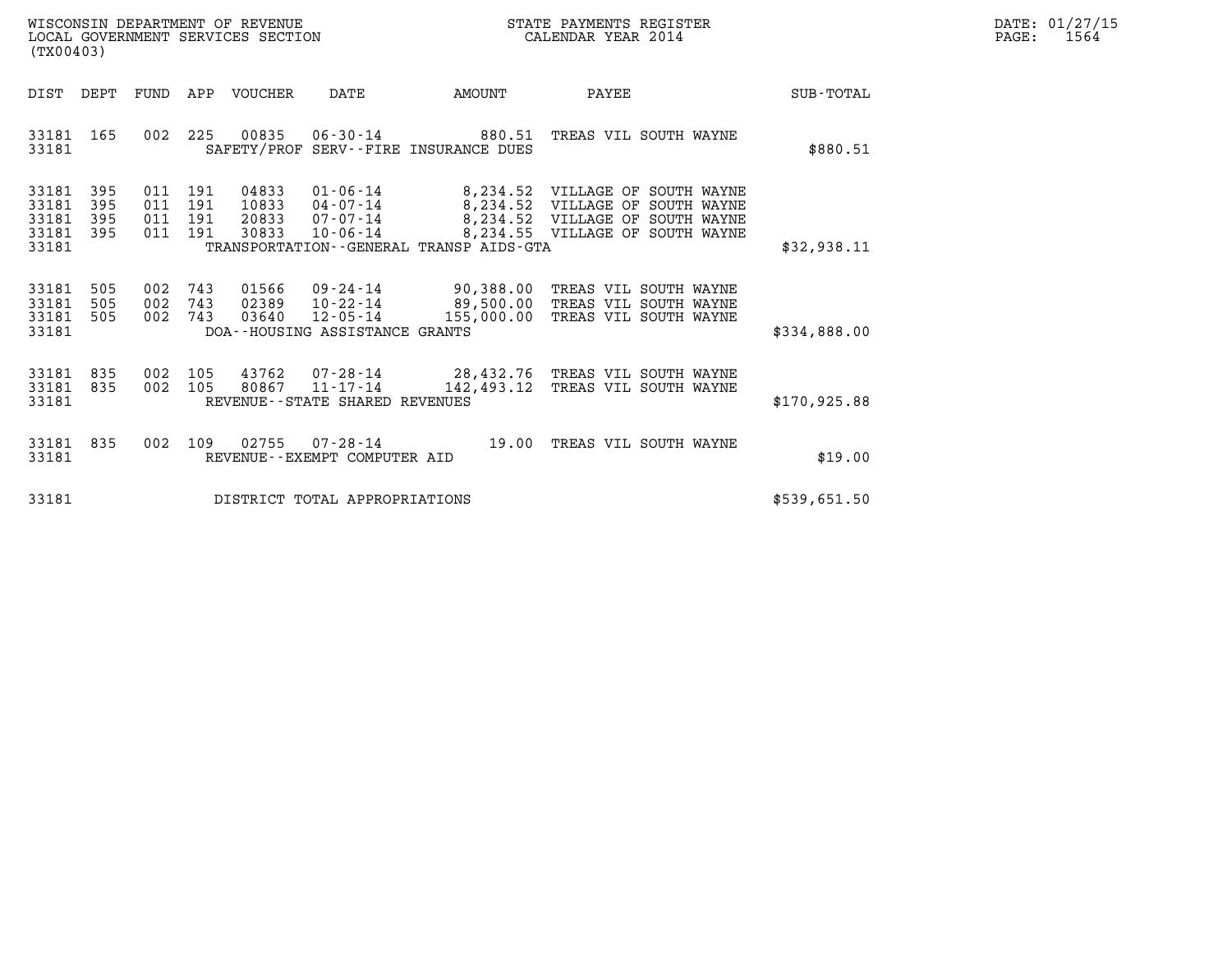| DIST | DEPT | FUND | APP | VOUCHER | DATE | AMOUNT | PAYEE | SUB-TOTAL |
|---|---|---|---|---|---|---|---|---|
| 33181 | 165 | 002 | 225 | 00835 | 06-30-14 | 880.51 | TREAS VIL SOUTH WAYNE | |
| 33181 | | | | SAFETY/PROF SERV--FIRE INSURANCE DUES | | | | $880.51 |
| 33181 | 395 | 011 | 191 | 04833 | 01-06-14 | 8,234.52 | VILLAGE OF SOUTH WAYNE | |
| 33181 | 395 | 011 | 191 | 10833 | 04-07-14 | 8,234.52 | VILLAGE OF SOUTH WAYNE | |
| 33181 | 395 | 011 | 191 | 20833 | 07-07-14 | 8,234.52 | VILLAGE OF SOUTH WAYNE | |
| 33181 | 395 | 011 | 191 | 30833 | 10-06-14 | 8,234.55 | VILLAGE OF SOUTH WAYNE | |
| 33181 | | | | TRANSPORTATION--GENERAL TRANSP AIDS-GTA | | | | $32,938.11 |
| 33181 | 505 | 002 | 743 | 01566 | 09-24-14 | 90,388.00 | TREAS VIL SOUTH WAYNE | |
| 33181 | 505 | 002 | 743 | 02389 | 10-22-14 | 89,500.00 | TREAS VIL SOUTH WAYNE | |
| 33181 | 505 | 002 | 743 | 03640 | 12-05-14 | 155,000.00 | TREAS VIL SOUTH WAYNE | |
| 33181 | | | | DOA--HOUSING ASSISTANCE GRANTS | | | | $334,888.00 |
| 33181 | 835 | 002 | 105 | 43762 | 07-28-14 | 28,432.76 | TREAS VIL SOUTH WAYNE | |
| 33181 | 835 | 002 | 105 | 80867 | 11-17-14 | 142,493.12 | TREAS VIL SOUTH WAYNE | |
| 33181 | | | | REVENUE--STATE SHARED REVENUES | | | | $170,925.88 |
| 33181 | 835 | 002 | 109 | 02755 | 07-28-14 | 19.00 | TREAS VIL SOUTH WAYNE | |
| 33181 | | | | REVENUE--EXEMPT COMPUTER AID | | | | $19.00 |
| 33181 | | | | DISTRICT TOTAL APPROPRIATIONS | | | | $539,651.50 |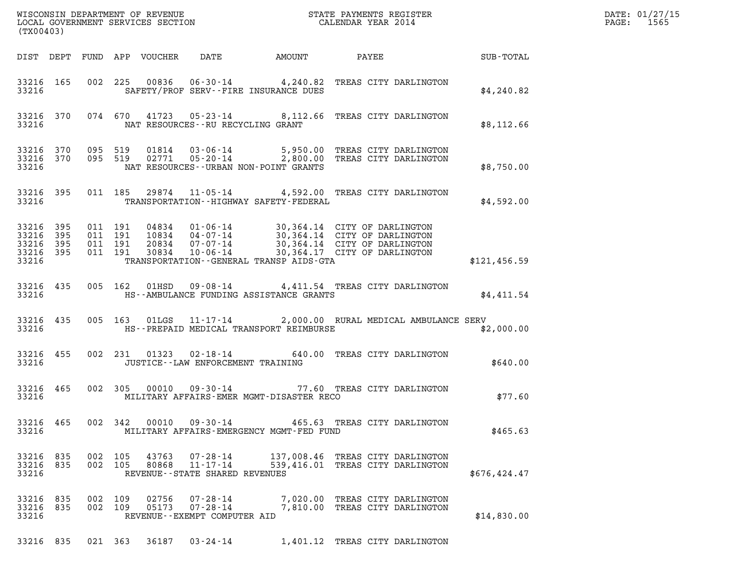WISCONSIN DEPARTMENT OF REVENUE
LOCAL GOVERNMENT SERVICES SECTION
(TX00403)

STATE PAYMENTS REGISTER
CALENDAR YEAR 2014

DATE: 01/27/15
PAGE: 1565

| DIST | DEPT | FUND | APP | VOUCHER | DATE | AMOUNT | PAYEE | SUB-TOTAL |
|---|---|---|---|---|---|---|---|---|
| 33216 | 165 | 002 | 225 | 00836 | 06-30-14 | 4,240.82 | TREAS CITY DARLINGTON | |
| 33216 | | | | | SAFETY/PROF SERV--FIRE INSURANCE DUES | | | $4,240.82 |
| 33216 | 370 | 074 | 670 | 41723 | 05-23-14 | 8,112.66 | TREAS CITY DARLINGTON | |
| 33216 | | | | | NAT RESOURCES--RU RECYCLING GRANT | | | $8,112.66 |
| 33216 | 370 | 095 | 519 | 01814 | 03-06-14 | 5,950.00 | TREAS CITY DARLINGTON | |
| 33216 | 370 | 095 | 519 | 02771 | 05-20-14 | 2,800.00 | TREAS CITY DARLINGTON | |
| 33216 | | | | | NAT RESOURCES--URBAN NON-POINT GRANTS | | | $8,750.00 |
| 33216 | 395 | 011 | 185 | 29874 | 11-05-14 | 4,592.00 | TREAS CITY DARLINGTON | |
| 33216 | | | | | TRANSPORTATION--HIGHWAY SAFETY-FEDERAL | | | $4,592.00 |
| 33216 | 395 | 011 | 191 | 04834 | 01-06-14 | 30,364.14 | CITY OF DARLINGTON | |
| 33216 | 395 | 011 | 191 | 10834 | 04-07-14 | 30,364.14 | CITY OF DARLINGTON | |
| 33216 | 395 | 011 | 191 | 20834 | 07-07-14 | 30,364.14 | CITY OF DARLINGTON | |
| 33216 | 395 | 011 | 191 | 30834 | 10-06-14 | 30,364.17 | CITY OF DARLINGTON | |
| 33216 | | | | | TRANSPORTATION--GENERAL TRANSP AIDS-GTA | | | $121,456.59 |
| 33216 | 435 | 005 | 162 | 01HSD | 09-08-14 | 4,411.54 | TREAS CITY DARLINGTON | |
| 33216 | | | | | HS--AMBULANCE FUNDING ASSISTANCE GRANTS | | | $4,411.54 |
| 33216 | 435 | 005 | 163 | 01LGS | 11-17-14 | 2,000.00 | RURAL MEDICAL AMBULANCE SERV | |
| 33216 | | | | | HS--PREPAID MEDICAL TRANSPORT REIMBURSE | | | $2,000.00 |
| 33216 | 455 | 002 | 231 | 01323 | 02-18-14 | 640.00 | TREAS CITY DARLINGTON | |
| 33216 | | | | | JUSTICE--LAW ENFORCEMENT TRAINING | | | $640.00 |
| 33216 | 465 | 002 | 305 | 00010 | 09-30-14 | 77.60 | TREAS CITY DARLINGTON | |
| 33216 | | | | | MILITARY AFFAIRS-EMER MGMT-DISASTER RECO | | | $77.60 |
| 33216 | 465 | 002 | 342 | 00010 | 09-30-14 | 465.63 | TREAS CITY DARLINGTON | |
| 33216 | | | | | MILITARY AFFAIRS-EMERGENCY MGMT-FED FUND | | | $465.63 |
| 33216 | 835 | 002 | 105 | 43763 | 07-28-14 | 137,008.46 | TREAS CITY DARLINGTON | |
| 33216 | 835 | 002 | 105 | 80868 | 11-17-14 | 539,416.01 | TREAS CITY DARLINGTON | |
| 33216 | | | | | REVENUE--STATE SHARED REVENUES | | | $676,424.47 |
| 33216 | 835 | 002 | 109 | 02756 | 07-28-14 | 7,020.00 | TREAS CITY DARLINGTON | |
| 33216 | 835 | 002 | 109 | 05173 | 07-28-14 | 7,810.00 | TREAS CITY DARLINGTON | |
| 33216 | | | | | REVENUE--EXEMPT COMPUTER AID | | | $14,830.00 |
| 33216 | 835 | 021 | 363 | 36187 | 03-24-14 | 1,401.12 | TREAS CITY DARLINGTON | |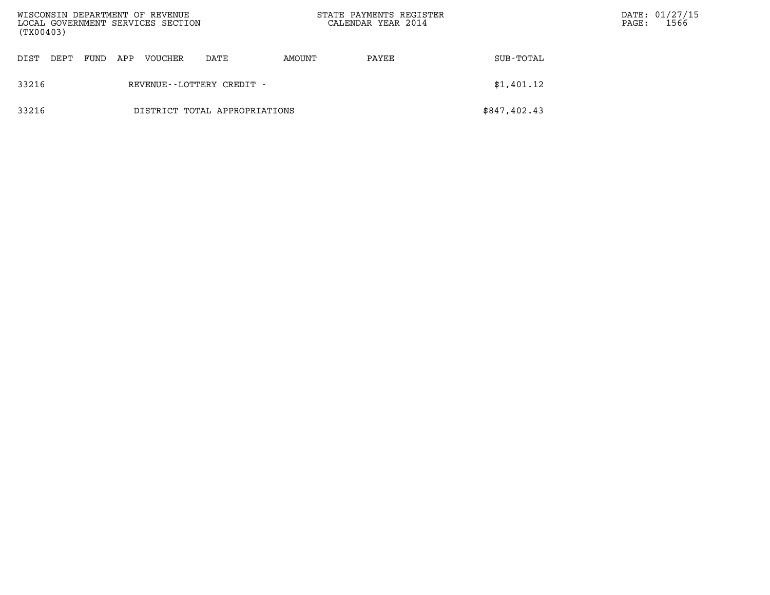| DIST | DEPT | FUND | APP | VOUCHER | DATE | AMOUNT | PAYEE | SUB-TOTAL |
|---|---|---|---|---|---|---|---|---|
| 33216 | | | | REVENUE--LOTTERY CREDIT - | | | | $1,401.12 |
| 33216 | | | | DISTRICT TOTAL APPROPRIATIONS | | | | $847,402.43 |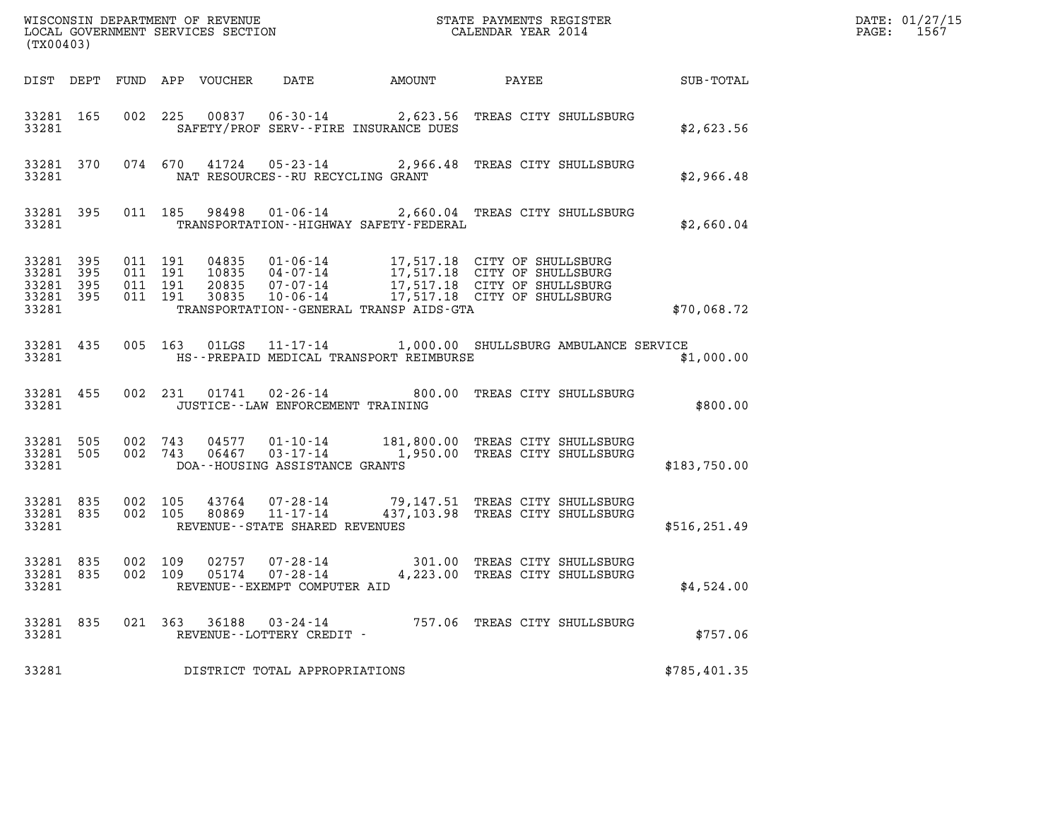WISCONSIN DEPARTMENT OF REVENUE
LOCAL GOVERNMENT SERVICES SECTION
(TX00403)

STATE PAYMENTS REGISTER
CALENDAR YEAR 2014

DATE: 01/27/15
PAGE: 1567

| DIST | DEPT | FUND | APP | VOUCHER | DATE | AMOUNT | PAYEE | SUB-TOTAL |
|---|---|---|---|---|---|---|---|---|
| 33281 | 165 | 002 | 225 | 00837 | 06-30-14 | 2,623.56 | TREAS CITY SHULLSBURG | |
| 33281 | | | | SAFETY/PROF SERV--FIRE INSURANCE DUES | | | | $2,623.56 |
| 33281 | 370 | 074 | 670 | 41724 | 05-23-14 | 2,966.48 | TREAS CITY SHULLSBURG | |
| 33281 | | | | NAT RESOURCES--RU RECYCLING GRANT | | | | $2,966.48 |
| 33281 | 395 | 011 | 185 | 98498 | 01-06-14 | 2,660.04 | TREAS CITY SHULLSBURG | |
| 33281 | | | | TRANSPORTATION--HIGHWAY SAFETY-FEDERAL | | | | $2,660.04 |
| 33281 | 395 | 011 | 191 | 04835 | 01-06-14 | 17,517.18 | CITY OF SHULLSBURG | |
| 33281 | 395 | 011 | 191 | 10835 | 04-07-14 | 17,517.18 | CITY OF SHULLSBURG | |
| 33281 | 395 | 011 | 191 | 20835 | 07-07-14 | 17,517.18 | CITY OF SHULLSBURG | |
| 33281 | 395 | 011 | 191 | 30835 | 10-06-14 | 17,517.18 | CITY OF SHULLSBURG | |
| 33281 | | | | TRANSPORTATION--GENERAL TRANSP AIDS-GTA | | | | $70,068.72 |
| 33281 | 435 | 005 | 163 | 01LGS | 11-17-14 | 1,000.00 | SHULLSBURG AMBULANCE SERVICE | |
| 33281 | | | | HS--PREPAID MEDICAL TRANSPORT REIMBURSE | | | | $1,000.00 |
| 33281 | 455 | 002 | 231 | 01741 | 02-26-14 | 800.00 | TREAS CITY SHULLSBURG | |
| 33281 | | | | JUSTICE--LAW ENFORCEMENT TRAINING | | | | $800.00 |
| 33281 | 505 | 002 | 743 | 04577 | 01-10-14 | 181,800.00 | TREAS CITY SHULLSBURG | |
| 33281 | 505 | 002 | 743 | 06467 | 03-17-14 | 1,950.00 | TREAS CITY SHULLSBURG | |
| 33281 | | | | DOA--HOUSING ASSISTANCE GRANTS | | | | $183,750.00 |
| 33281 | 835 | 002 | 105 | 43764 | 07-28-14 | 79,147.51 | TREAS CITY SHULLSBURG | |
| 33281 | 835 | 002 | 105 | 80869 | 11-17-14 | 437,103.98 | TREAS CITY SHULLSBURG | |
| 33281 | | | | REVENUE--STATE SHARED REVENUES | | | | $516,251.49 |
| 33281 | 835 | 002 | 109 | 02757 | 07-28-14 | 301.00 | TREAS CITY SHULLSBURG | |
| 33281 | 835 | 002 | 109 | 05174 | 07-28-14 | 4,223.00 | TREAS CITY SHULLSBURG | |
| 33281 | | | | REVENUE--EXEMPT COMPUTER AID | | | | $4,524.00 |
| 33281 | 835 | 021 | 363 | 36188 | 03-24-14 | 757.06 | TREAS CITY SHULLSBURG | |
| 33281 | | | | REVENUE--LOTTERY CREDIT - | | | | $757.06 |
| 33281 | | | | DISTRICT TOTAL APPROPRIATIONS | | | | $785,401.35 |